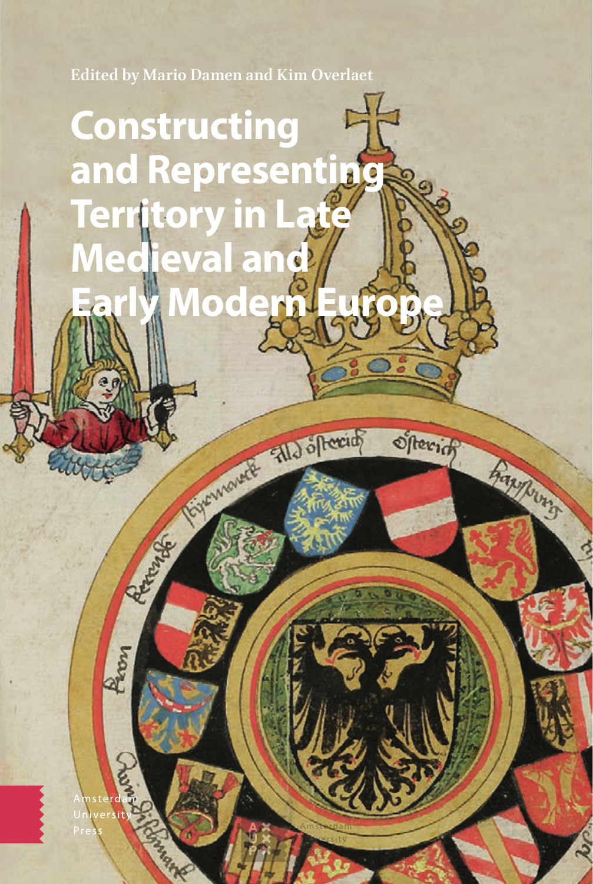Edited by Mario Damen and Kim Overlaet

# Constructing and Representing Territory in Late Medieval and Early Modern Europe

Amsterdam University Press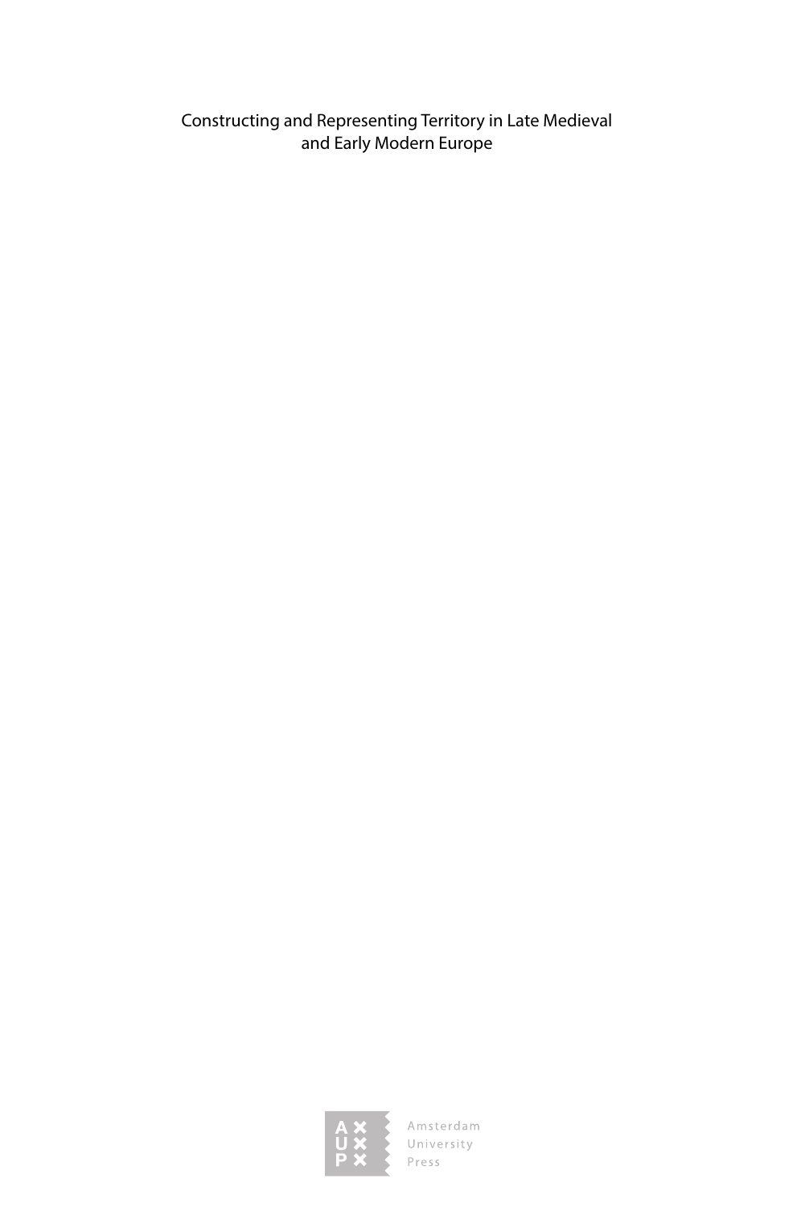Constructing and Representing Territory in Late Medieval and Early Modern Europe

Amsterdam University Press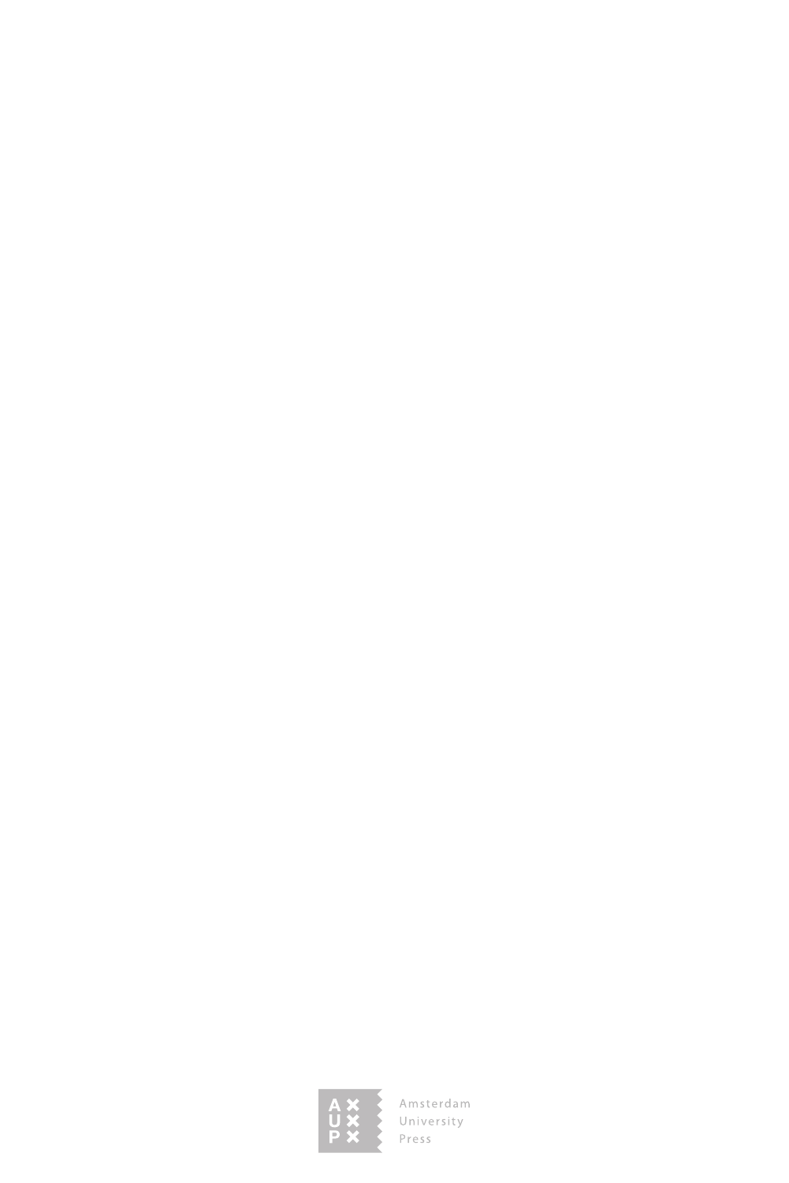Amsterdam University Press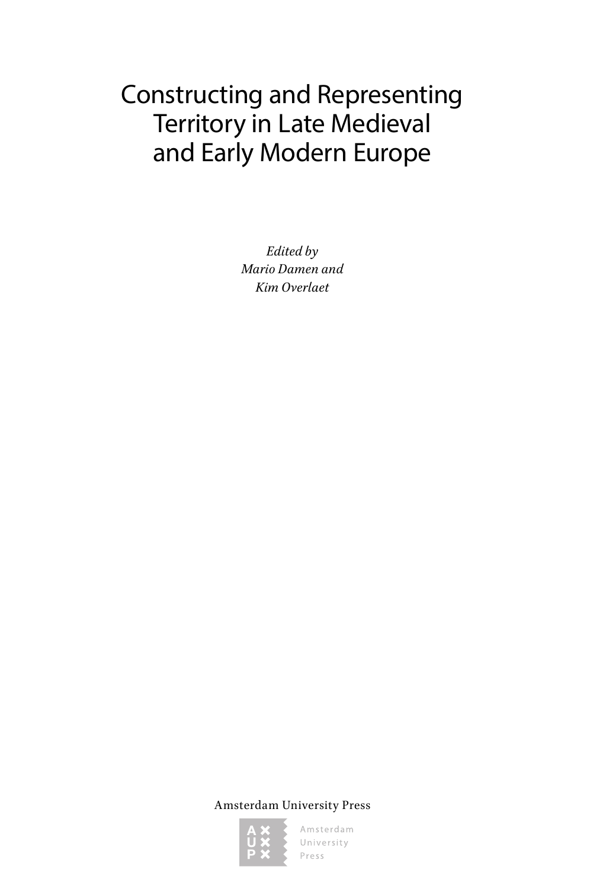# Constructing and Representing Territory in Late Medieval and Early Modern Europe

*Edited by*
*Mario Damen and*
*Kim Overlaet*

Amsterdam University Press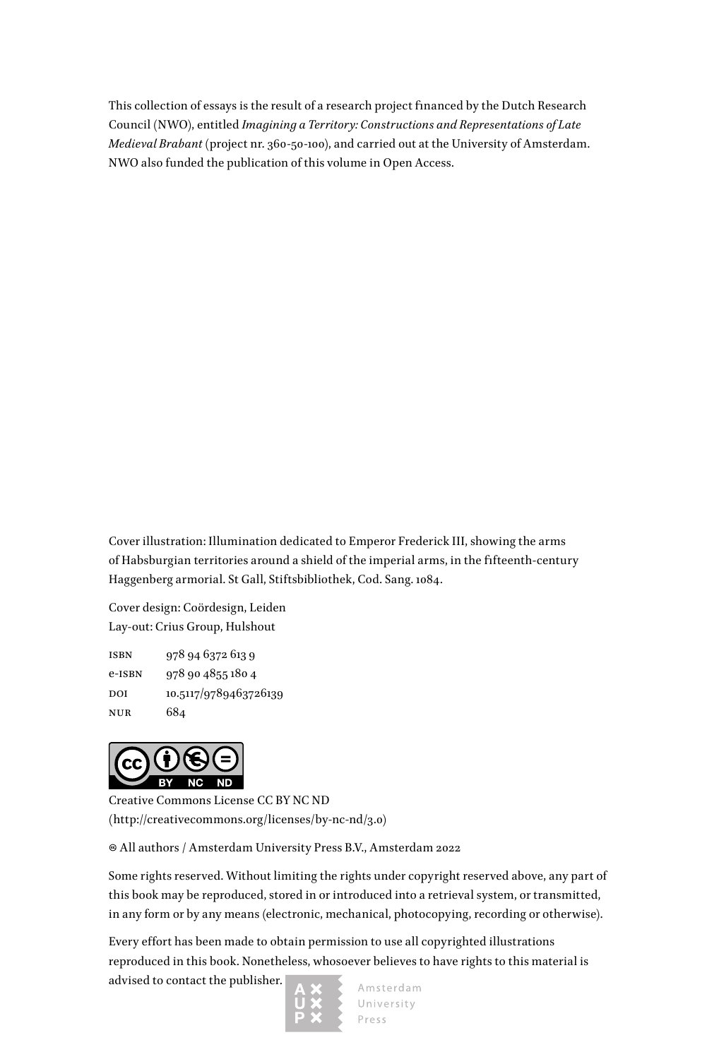This collection of essays is the result of a research project financed by the Dutch Research Council (NWO), entitled *Imagining a Territory: Constructions and Representations of Late Medieval Brabant* (project nr. 360-50-100), and carried out at the University of Amsterdam. NWO also funded the publication of this volume in Open Access.

Cover illustration: Illumination dedicated to Emperor Frederick III, showing the arms of Habsburgian territories around a shield of the imperial arms, in the fifteenth-century Haggenberg armorial. St Gall, Stiftsbibliothek, Cod. Sang. 1084.

Cover design: Coördesign, Leiden
Lay-out: Crius Group, Hulshout

ISBN 978 94 6372 613 9
e-ISBN 978 90 4855 180 4
DOI 10.5117/9789463726139
NUR 684

Creative Commons License CC BY NC ND
(http://creativecommons.org/licenses/by-nc-nd/3.0)

© All authors / Amsterdam University Press B.V., Amsterdam 2022

Some rights reserved. Without limiting the rights under copyright reserved above, any part of this book may be reproduced, stored in or introduced into a retrieval system, or transmitted, in any form or by any means (electronic, mechanical, photocopying, recording or otherwise).

Every effort has been made to obtain permission to use all copyrighted illustrations reproduced in this book. Nonetheless, whosoever believes to have rights to this material is advised to contact the publisher.

Amsterdam University Press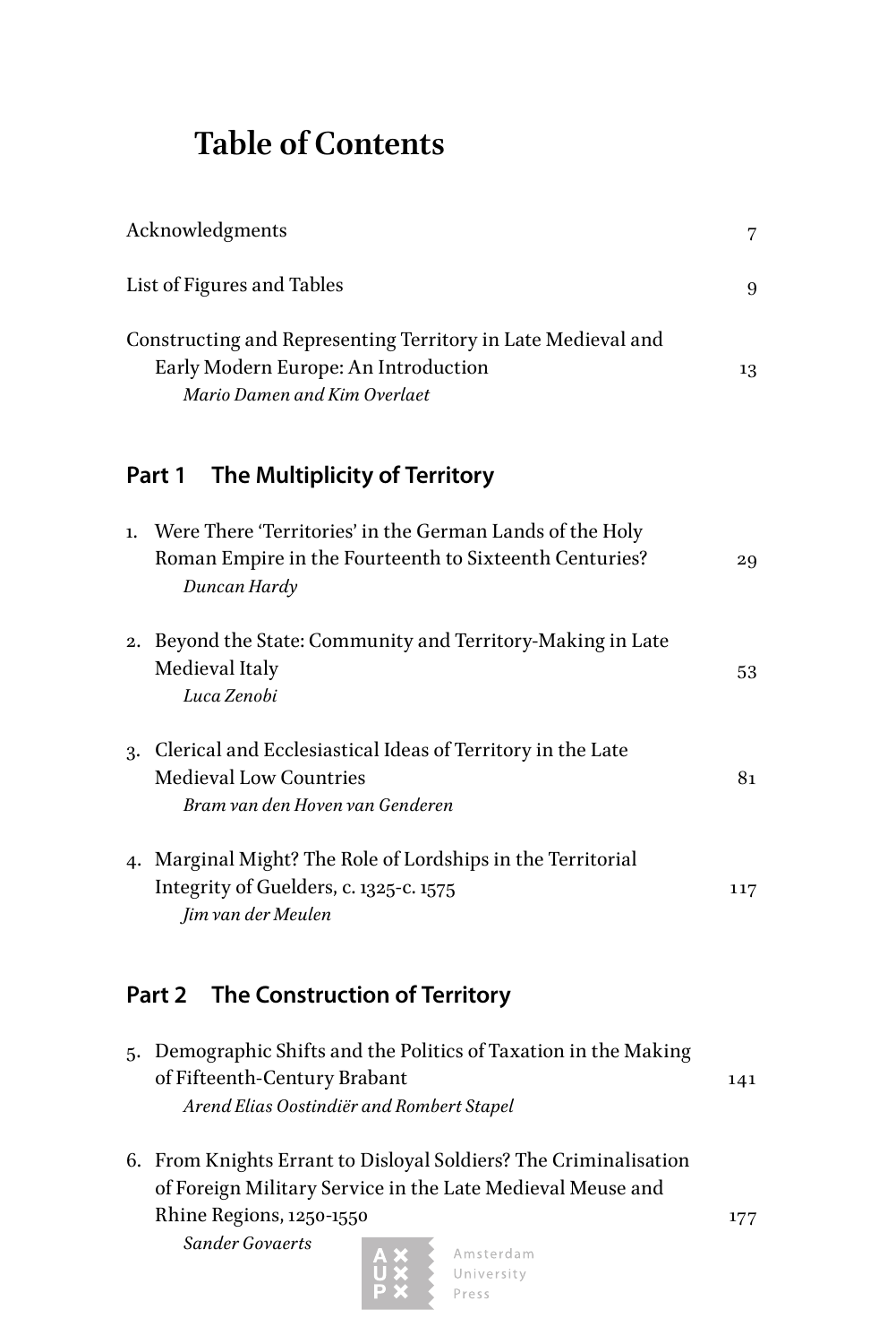# Table of Contents

Acknowledgments 7

List of Figures and Tables 9

Constructing and Representing Territory in Late Medieval and Early Modern Europe: An Introduction 13
*Mario Damen and Kim Overlaet*

## Part 1 The Multiplicity of Territory

1. Were There 'Territories' in the German Lands of the Holy Roman Empire in the Fourteenth to Sixteenth Centuries? 29
   *Duncan Hardy*

2. Beyond the State: Community and Territory-Making in Late Medieval Italy 53
   *Luca Zenobi*

3. Clerical and Ecclesiastical Ideas of Territory in the Late Medieval Low Countries 81
   *Bram van den Hoven van Genderen*

4. Marginal Might? The Role of Lordships in the Territorial Integrity of Guelders, c. 1325-c. 1575 117
   *Jim van der Meulen*

## Part 2 The Construction of Territory

5. Demographic Shifts and the Politics of Taxation in the Making of Fifteenth-Century Brabant 141
   *Arend Elias Oostindiër and Rombert Stapel*

6. From Knights Errant to Disloyal Soldiers? The Criminalisation of Foreign Military Service in the Late Medieval Meuse and Rhine Regions, 1250-1550 177
   *Sander Govaerts*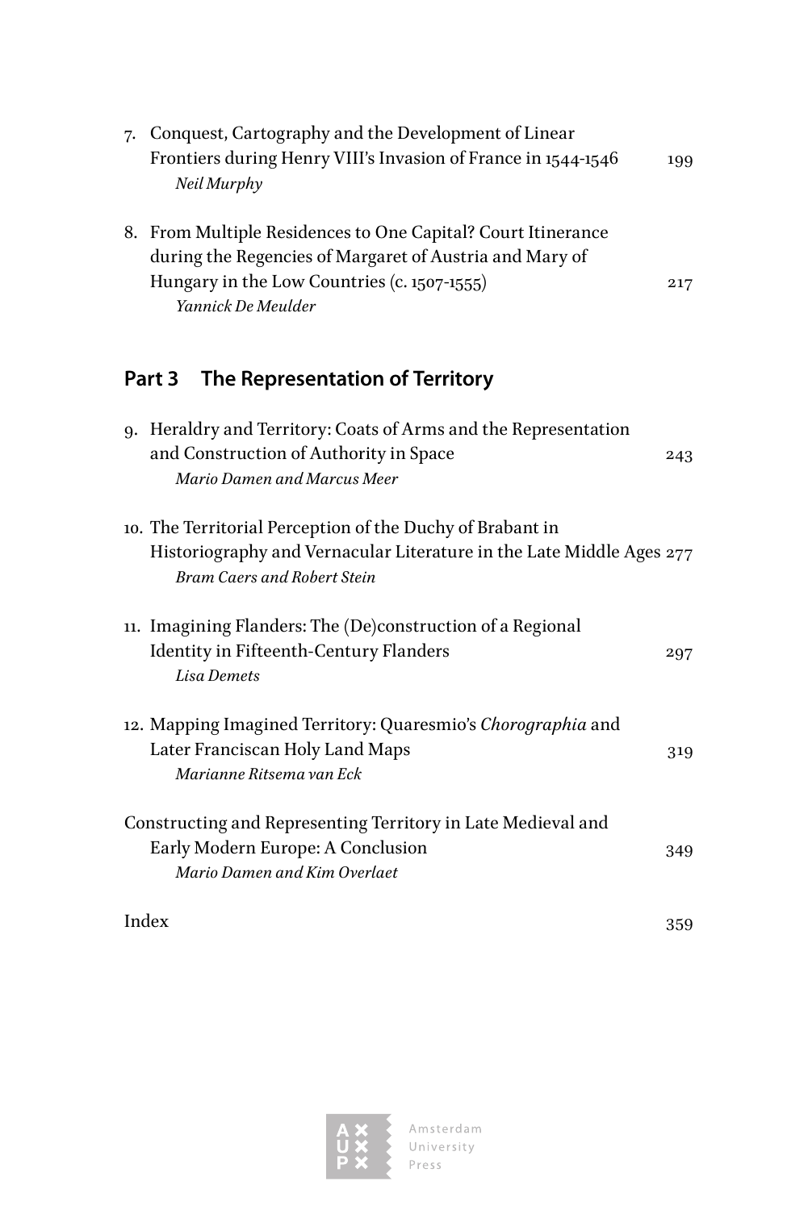7. Conquest, Cartography and the Development of Linear Frontiers during Henry VIII's Invasion of France in 1544-1546 — 199
   *Neil Murphy*

8. From Multiple Residences to One Capital? Court Itinerance during the Regencies of Margaret of Austria and Mary of Hungary in the Low Countries (c. 1507-1555) — 217
   *Yannick De Meulder*

## Part 3 The Representation of Territory

9. Heraldry and Territory: Coats of Arms and the Representation and Construction of Authority in Space — 243
   *Mario Damen and Marcus Meer*

10. The Territorial Perception of the Duchy of Brabant in Historiography and Vernacular Literature in the Late Middle Ages — 277
    *Bram Caers and Robert Stein*

11. Imagining Flanders: The (De)construction of a Regional Identity in Fifteenth-Century Flanders — 297
    *Lisa Demets*

12. Mapping Imagined Territory: Quaresmio's *Chorographia* and Later Franciscan Holy Land Maps — 319
    *Marianne Ritsema van Eck*

Constructing and Representing Territory in Late Medieval and Early Modern Europe: A Conclusion — 349
*Mario Damen and Kim Overlaet*

Index — 359

Amsterdam University Press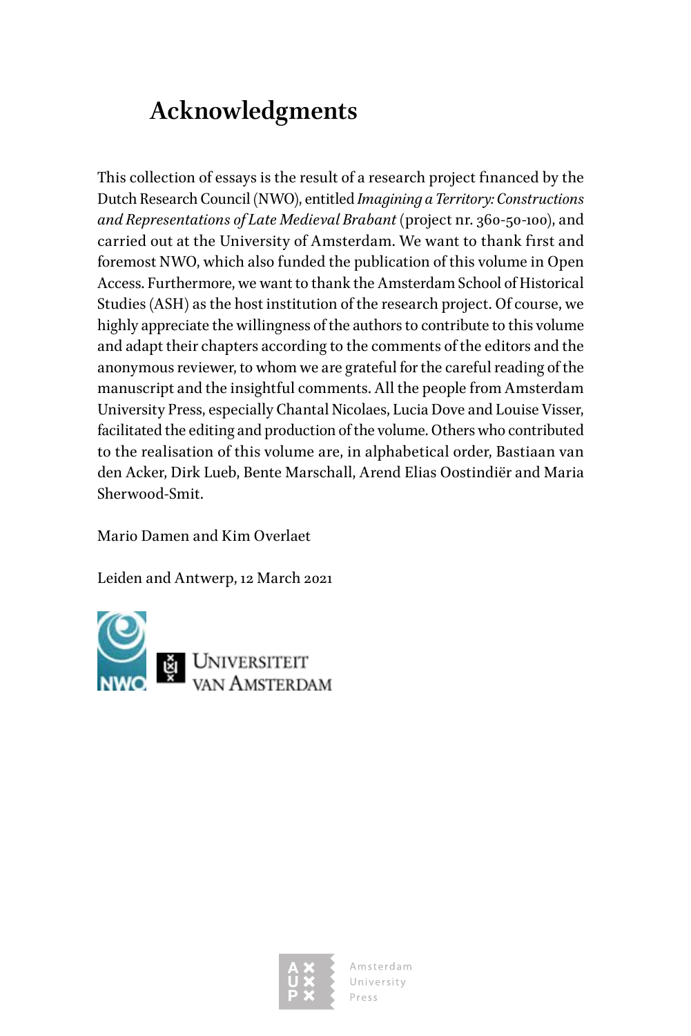# Acknowledgments

This collection of essays is the result of a research project financed by the Dutch Research Council (NWO), entitled *Imagining a Territory: Constructions and Representations of Late Medieval Brabant* (project nr. 360-50-100), and carried out at the University of Amsterdam. We want to thank first and foremost NWO, which also funded the publication of this volume in Open Access. Furthermore, we want to thank the Amsterdam School of Historical Studies (ASH) as the host institution of the research project. Of course, we highly appreciate the willingness of the authors to contribute to this volume and adapt their chapters according to the comments of the editors and the anonymous reviewer, to whom we are grateful for the careful reading of the manuscript and the insightful comments. All the people from Amsterdam University Press, especially Chantal Nicolaes, Lucia Dove and Louise Visser, facilitated the editing and production of the volume. Others who contributed to the realisation of this volume are, in alphabetical order, Bastiaan van den Acker, Dirk Lueb, Bente Marschall, Arend Elias Oostindiër and Maria Sherwood-Smit.

Mario Damen and Kim Overlaet

Leiden and Antwerp, 12 March 2021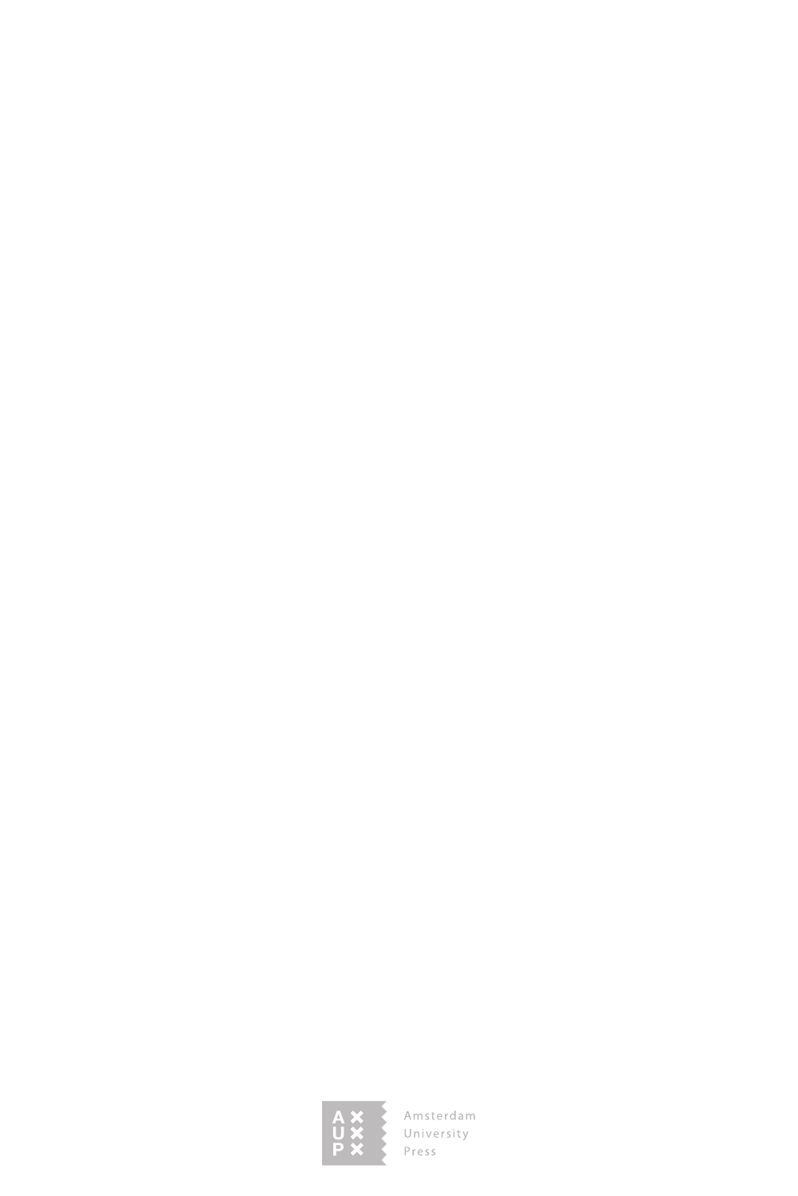Amsterdam
University
Press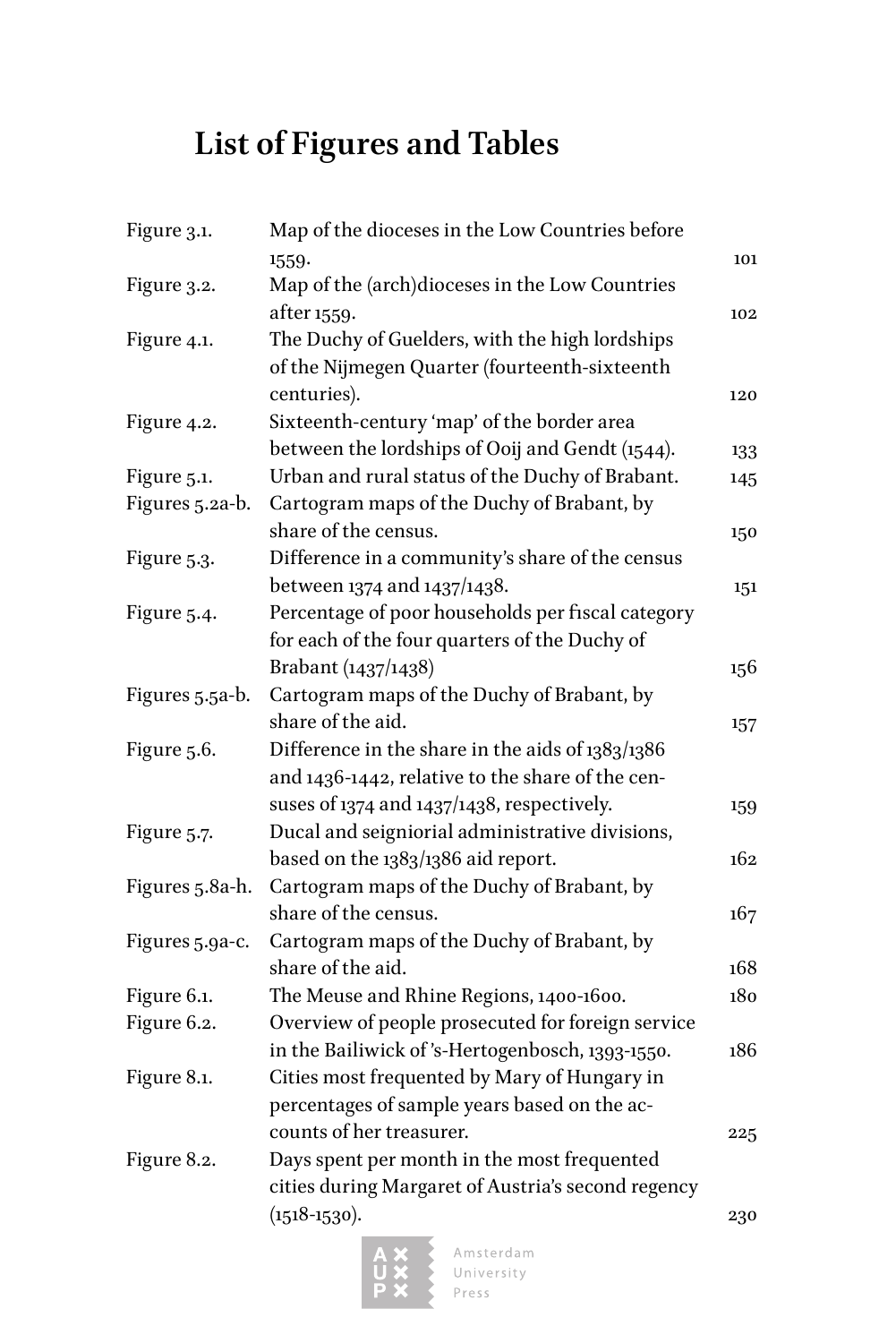# List of Figures and Tables

| | | |
|---|---|---|
| Figure 3.1. | Map of the dioceses in the Low Countries before 1559. | 101 |
| Figure 3.2. | Map of the (arch)dioceses in the Low Countries after 1559. | 102 |
| Figure 4.1. | The Duchy of Guelders, with the high lordships of the Nijmegen Quarter (fourteenth-sixteenth centuries). | 120 |
| Figure 4.2. | Sixteenth-century 'map' of the border area between the lordships of Ooij and Gendt (1544). | 133 |
| Figure 5.1. | Urban and rural status of the Duchy of Brabant. | 145 |
| Figures 5.2a-b. | Cartogram maps of the Duchy of Brabant, by share of the census. | 150 |
| Figure 5.3. | Difference in a community's share of the census between 1374 and 1437/1438. | 151 |
| Figure 5.4. | Percentage of poor households per fiscal category for each of the four quarters of the Duchy of Brabant (1437/1438) | 156 |
| Figures 5.5a-b. | Cartogram maps of the Duchy of Brabant, by share of the aid. | 157 |
| Figure 5.6. | Difference in the share in the aids of 1383/1386 and 1436-1442, relative to the share of the censuses of 1374 and 1437/1438, respectively. | 159 |
| Figure 5.7. | Ducal and seigniorial administrative divisions, based on the 1383/1386 aid report. | 162 |
| Figures 5.8a-h. | Cartogram maps of the Duchy of Brabant, by share of the census. | 167 |
| Figures 5.9a-c. | Cartogram maps of the Duchy of Brabant, by share of the aid. | 168 |
| Figure 6.1. | The Meuse and Rhine Regions, 1400-1600. | 180 |
| Figure 6.2. | Overview of people prosecuted for foreign service in the Bailiwick of 's-Hertogenbosch, 1393-1550. | 186 |
| Figure 8.1. | Cities most frequented by Mary of Hungary in percentages of sample years based on the accounts of her treasurer. | 225 |
| Figure 8.2. | Days spent per month in the most frequented cities during Margaret of Austria's second regency (1518-1530). | 230 |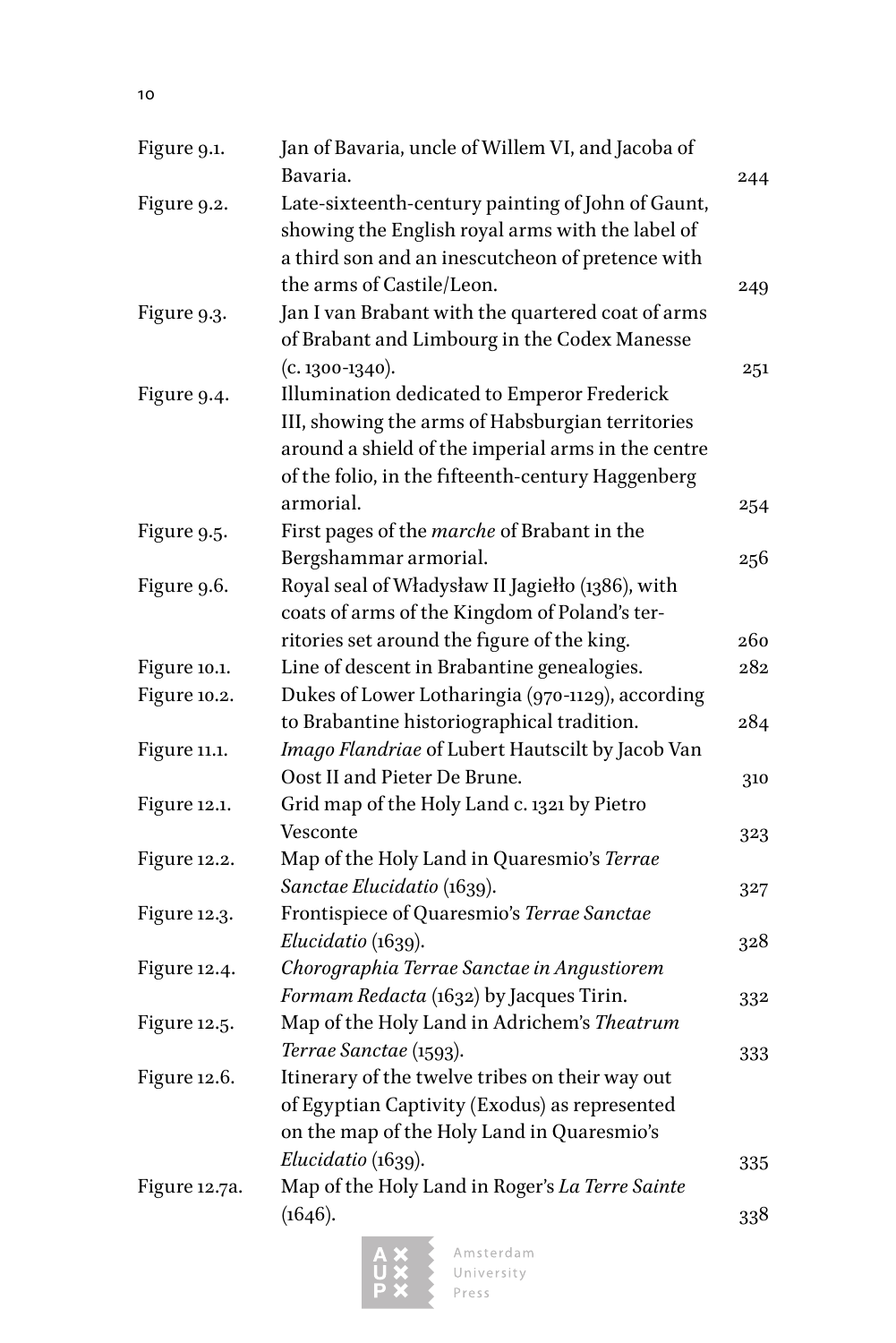| | | |
|---|---|---|
| Figure 9.1. | Jan of Bavaria, uncle of Willem VI, and Jacoba of Bavaria. | 244 |
| Figure 9.2. | Late-sixteenth-century painting of John of Gaunt, showing the English royal arms with the label of a third son and an inescutcheon of pretence with the arms of Castile/Leon. | 249 |
| Figure 9.3. | Jan I van Brabant with the quartered coat of arms of Brabant and Limbourg in the Codex Manesse (c. 1300-1340). | 251 |
| Figure 9.4. | Illumination dedicated to Emperor Frederick III, showing the arms of Habsburgian territories around a shield of the imperial arms in the centre of the folio, in the fifteenth-century Haggenberg armorial. | 254 |
| Figure 9.5. | First pages of the *marche* of Brabant in the Bergshammar armorial. | 256 |
| Figure 9.6. | Royal seal of Władysław II Jagiełło (1386), with coats of arms of the Kingdom of Poland's territories set around the figure of the king. | 260 |
| Figure 10.1. | Line of descent in Brabantine genealogies. | 282 |
| Figure 10.2. | Dukes of Lower Lotharingia (970-1129), according to Brabantine historiographical tradition. | 284 |
| Figure 11.1. | *Imago Flandriae* of Lubert Hautscilt by Jacob Van Oost II and Pieter De Brune. | 310 |
| Figure 12.1. | Grid map of the Holy Land c. 1321 by Pietro Vesconte | 323 |
| Figure 12.2. | Map of the Holy Land in Quaresmio's *Terrae Sanctae Elucidatio* (1639). | 327 |
| Figure 12.3. | Frontispiece of Quaresmio's *Terrae Sanctae Elucidatio* (1639). | 328 |
| Figure 12.4. | *Chorographia Terrae Sanctae in Angustiorem Formam Redacta* (1632) by Jacques Tirin. | 332 |
| Figure 12.5. | Map of the Holy Land in Adrichem's *Theatrum Terrae Sanctae* (1593). | 333 |
| Figure 12.6. | Itinerary of the twelve tribes on their way out of Egyptian Captivity (Exodus) as represented on the map of the Holy Land in Quaresmio's *Elucidatio* (1639). | 335 |
| Figure 12.7a. | Map of the Holy Land in Roger's *La Terre Sainte* (1646). | 338 |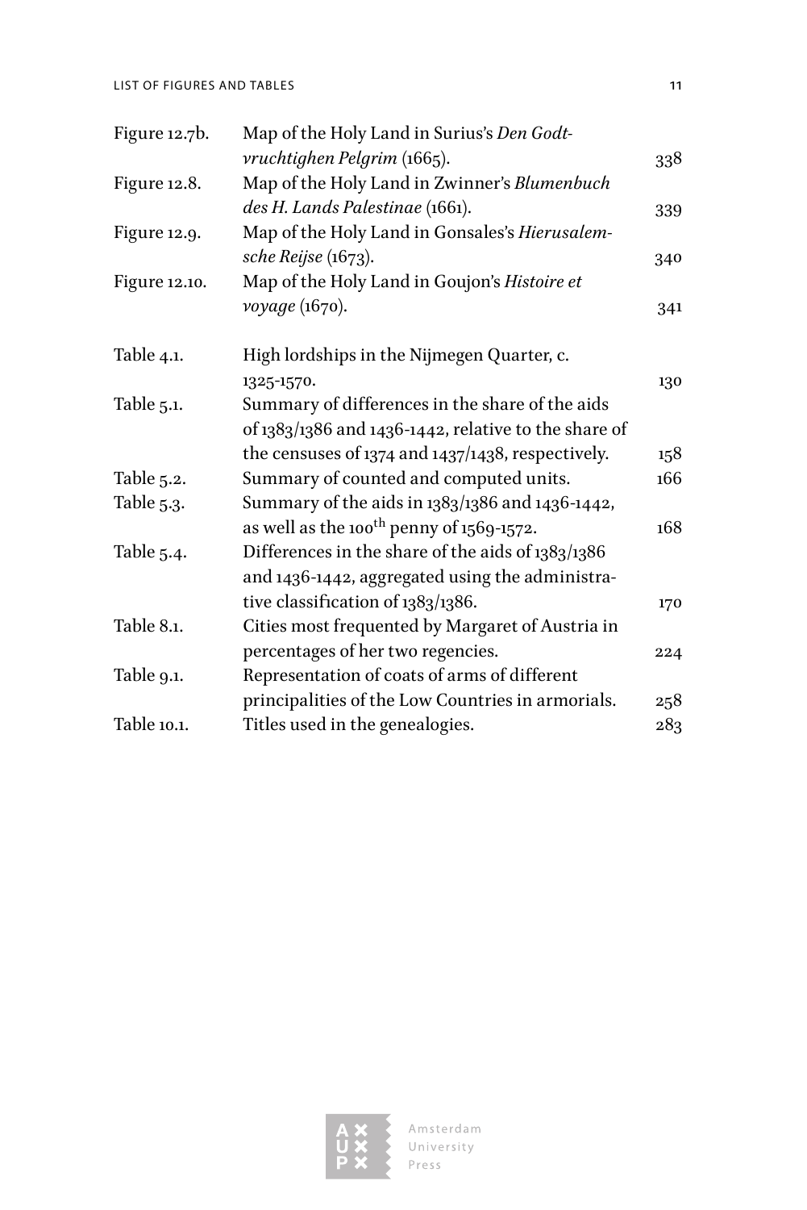| | | |
|---|---|---|
| Figure 12.7b. | Map of the Holy Land in Surius's *Den Godtvruchtighen Pelgrim* (1665). | 338 |
| Figure 12.8. | Map of the Holy Land in Zwinner's *Blumenbuch des H. Lands Palestinae* (1661). | 339 |
| Figure 12.9. | Map of the Holy Land in Gonsales's *Hierusalemsche Reijse* (1673). | 340 |
| Figure 12.10. | Map of the Holy Land in Goujon's *Histoire et voyage* (1670). | 341 |

| | | |
|---|---|---|
| Table 4.1. | High lordships in the Nijmegen Quarter, c. 1325-1570. | 130 |
| Table 5.1. | Summary of differences in the share of the aids of 1383/1386 and 1436-1442, relative to the share of the censuses of 1374 and 1437/1438, respectively. | 158 |
| Table 5.2. | Summary of counted and computed units. | 166 |
| Table 5.3. | Summary of the aids in 1383/1386 and 1436-1442, as well as the 100th penny of 1569-1572. | 168 |
| Table 5.4. | Differences in the share of the aids of 1383/1386 and 1436-1442, aggregated using the administrative classification of 1383/1386. | 170 |
| Table 8.1. | Cities most frequented by Margaret of Austria in percentages of her two regencies. | 224 |
| Table 9.1. | Representation of coats of arms of different principalities of the Low Countries in armorials. | 258 |
| Table 10.1. | Titles used in the genealogies. | 283 |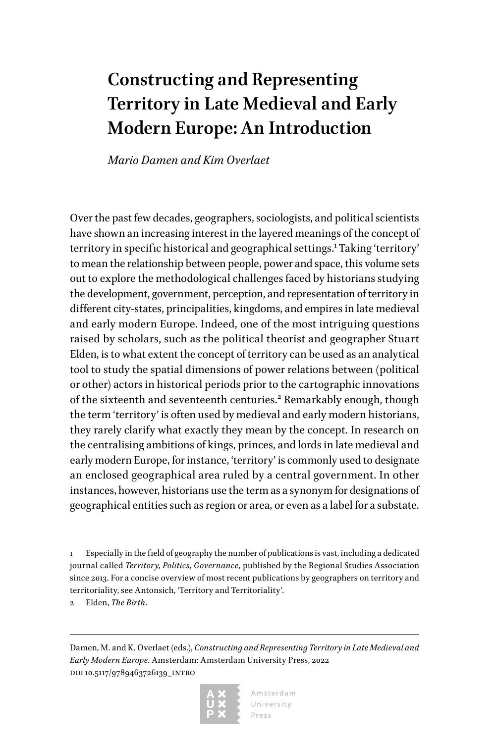# Constructing and Representing Territory in Late Medieval and Early Modern Europe: An Introduction

*Mario Damen and Kim Overlaet*

Over the past few decades, geographers, sociologists, and political scientists have shown an increasing interest in the layered meanings of the concept of territory in specific historical and geographical settings.[1] Taking 'territory' to mean the relationship between people, power and space, this volume sets out to explore the methodological challenges faced by historians studying the development, government, perception, and representation of territory in different city-states, principalities, kingdoms, and empires in late medieval and early modern Europe. Indeed, one of the most intriguing questions raised by scholars, such as the political theorist and geographer Stuart Elden, is to what extent the concept of territory can be used as an analytical tool to study the spatial dimensions of power relations between (political or other) actors in historical periods prior to the cartographic innovations of the sixteenth and seventeenth centuries.[2] Remarkably enough, though the term 'territory' is often used by medieval and early modern historians, they rarely clarify what exactly they mean by the concept. In research on the centralising ambitions of kings, princes, and lords in late medieval and early modern Europe, for instance, 'territory' is commonly used to designate an enclosed geographical area ruled by a central government. In other instances, however, historians use the term as a synonym for designations of geographical entities such as region or area, or even as a label for a substate.

1 Especially in the field of geography the number of publications is vast, including a dedicated journal called *Territory, Politics, Governance*, published by the Regional Studies Association since 2013. For a concise overview of most recent publications by geographers on territory and territoriality, see Antonsich, 'Territory and Territoriality'.

2 Elden, *The Birth*.

Damen, M. and K. Overlaet (eds.), *Constructing and Representing Territory in Late Medieval and Early Modern Europe*. Amsterdam: Amsterdam University Press, 2022
DOI 10.5117/9789463726139_INTRO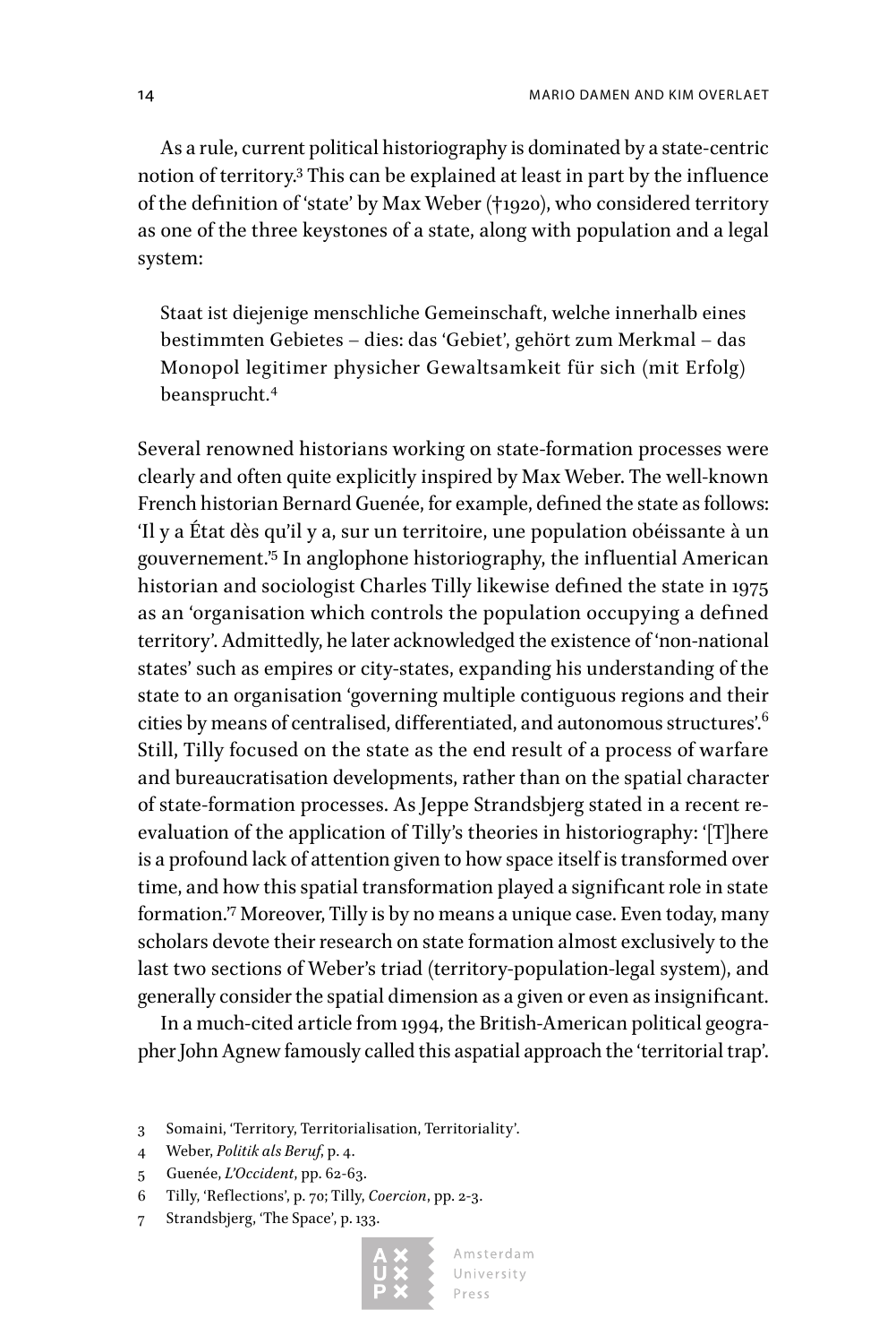As a rule, current political historiography is dominated by a state-centric notion of territory.[3] This can be explained at least in part by the influence of the definition of 'state' by Max Weber (†1920), who considered territory as one of the three keystones of a state, along with population and a legal system:

> Staat ist diejenige menschliche Gemeinschaft, welche innerhalb eines bestimmten Gebietes – dies: das 'Gebiet', gehört zum Merkmal – das Monopol legitimer physicher Gewaltsamkeit für sich (mit Erfolg) beansprucht.[4]

Several renowned historians working on state-formation processes were clearly and often quite explicitly inspired by Max Weber. The well-known French historian Bernard Guenée, for example, defined the state as follows: 'Il y a État dès qu'il y a, sur un territoire, une population obéissante à un gouvernement.'[5] In anglophone historiography, the influential American historian and sociologist Charles Tilly likewise defined the state in 1975 as an 'organisation which controls the population occupying a defined territory'. Admittedly, he later acknowledged the existence of 'non-national states' such as empires or city-states, expanding his understanding of the state to an organisation 'governing multiple contiguous regions and their cities by means of centralised, differentiated, and autonomous structures'.[6] Still, Tilly focused on the state as the end result of a process of warfare and bureaucratisation developments, rather than on the spatial character of state-formation processes. As Jeppe Strandsbjerg stated in a recent re-evaluation of the application of Tilly's theories in historiography: '[T]here is a profound lack of attention given to how space itself is transformed over time, and how this spatial transformation played a significant role in state formation.'[7] Moreover, Tilly is by no means a unique case. Even today, many scholars devote their research on state formation almost exclusively to the last two sections of Weber's triad (territory-population-legal system), and generally consider the spatial dimension as a given or even as insignificant.

In a much-cited article from 1994, the British-American political geographer John Agnew famously called this aspatial approach the 'territorial trap'.

3 Somaini, 'Territory, Territorialisation, Territoriality'.

4 Weber, *Politik als Beruf*, p. 4.

5 Guenée, *L'Occident*, pp. 62-63.

6 Tilly, 'Reflections', p. 70; Tilly, *Coercion*, pp. 2-3.

7 Strandsbjerg, 'The Space', p. 133.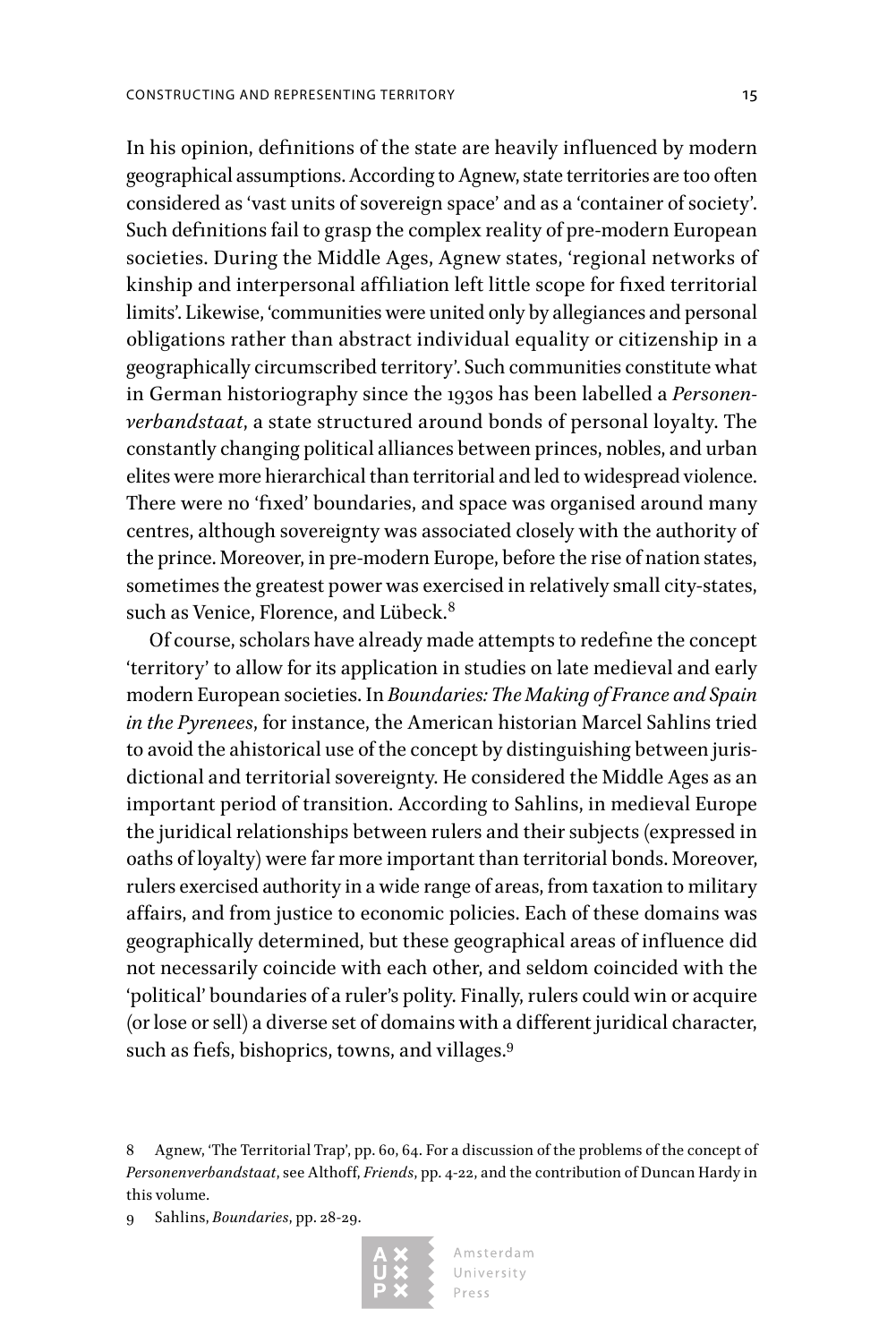In his opinion, definitions of the state are heavily influenced by modern geographical assumptions. According to Agnew, state territories are too often considered as 'vast units of sovereign space' and as a 'container of society'. Such definitions fail to grasp the complex reality of pre-modern European societies. During the Middle Ages, Agnew states, 'regional networks of kinship and interpersonal affiliation left little scope for fixed territorial limits'. Likewise, 'communities were united only by allegiances and personal obligations rather than abstract individual equality or citizenship in a geographically circumscribed territory'. Such communities constitute what in German historiography since the 1930s has been labelled a *Personenverbandstaat*, a state structured around bonds of personal loyalty. The constantly changing political alliances between princes, nobles, and urban elites were more hierarchical than territorial and led to widespread violence. There were no 'fixed' boundaries, and space was organised around many centres, although sovereignty was associated closely with the authority of the prince. Moreover, in pre-modern Europe, before the rise of nation states, sometimes the greatest power was exercised in relatively small city-states, such as Venice, Florence, and Lübeck.[8]

Of course, scholars have already made attempts to redefine the concept 'territory' to allow for its application in studies on late medieval and early modern European societies. In *Boundaries: The Making of France and Spain in the Pyrenees*, for instance, the American historian Marcel Sahlins tried to avoid the ahistorical use of the concept by distinguishing between jurisdictional and territorial sovereignty. He considered the Middle Ages as an important period of transition. According to Sahlins, in medieval Europe the juridical relationships between rulers and their subjects (expressed in oaths of loyalty) were far more important than territorial bonds. Moreover, rulers exercised authority in a wide range of areas, from taxation to military affairs, and from justice to economic policies. Each of these domains was geographically determined, but these geographical areas of influence did not necessarily coincide with each other, and seldom coincided with the 'political' boundaries of a ruler's polity. Finally, rulers could win or acquire (or lose or sell) a diverse set of domains with a different juridical character, such as fiefs, bishoprics, towns, and villages.[9]

8 Agnew, 'The Territorial Trap', pp. 60, 64. For a discussion of the problems of the concept of *Personenverbandstaat*, see Althoff, *Friends*, pp. 4-22, and the contribution of Duncan Hardy in this volume.

9 Sahlins, *Boundaries*, pp. 28-29.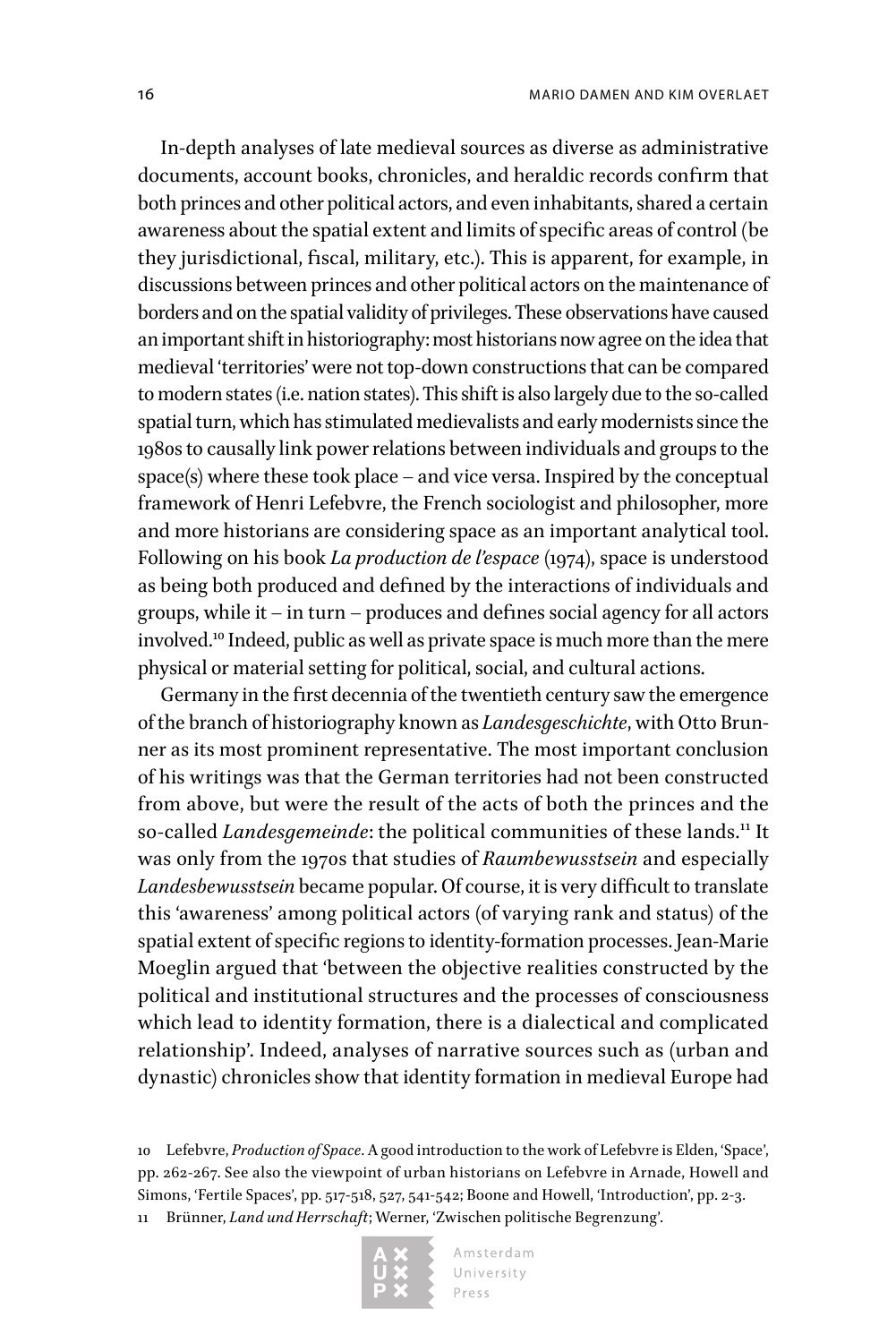In-depth analyses of late medieval sources as diverse as administrative documents, account books, chronicles, and heraldic records confirm that both princes and other political actors, and even inhabitants, shared a certain awareness about the spatial extent and limits of specific areas of control (be they jurisdictional, fiscal, military, etc.). This is apparent, for example, in discussions between princes and other political actors on the maintenance of borders and on the spatial validity of privileges. These observations have caused an important shift in historiography: most historians now agree on the idea that medieval 'territories' were not top-down constructions that can be compared to modern states (i.e. nation states). This shift is also largely due to the so-called spatial turn, which has stimulated medievalists and early modernists since the 1980s to causally link power relations between individuals and groups to the space(s) where these took place – and vice versa. Inspired by the conceptual framework of Henri Lefebvre, the French sociologist and philosopher, more and more historians are considering space as an important analytical tool. Following on his book *La production de l'espace* (1974), space is understood as being both produced and defined by the interactions of individuals and groups, while it – in turn – produces and defines social agency for all actors involved.[10] Indeed, public as well as private space is much more than the mere physical or material setting for political, social, and cultural actions.

Germany in the first decennia of the twentieth century saw the emergence of the branch of historiography known as *Landesgeschichte*, with Otto Brunner as its most prominent representative. The most important conclusion of his writings was that the German territories had not been constructed from above, but were the result of the acts of both the princes and the so-called *Landesgemeinde*: the political communities of these lands.[11] It was only from the 1970s that studies of *Raumbewusstsein* and especially *Landesbewusstsein* became popular. Of course, it is very difficult to translate this 'awareness' among political actors (of varying rank and status) of the spatial extent of specific regions to identity-formation processes. Jean-Marie Moeglin argued that 'between the objective realities constructed by the political and institutional structures and the processes of consciousness which lead to identity formation, there is a dialectical and complicated relationship'. Indeed, analyses of narrative sources such as (urban and dynastic) chronicles show that identity formation in medieval Europe had

10 Lefebvre, *Production of Space*. A good introduction to the work of Lefebvre is Elden, 'Space', pp. 262-267. See also the viewpoint of urban historians on Lefebvre in Arnade, Howell and Simons, 'Fertile Spaces', pp. 517-518, 527, 541-542; Boone and Howell, 'Introduction', pp. 2-3.

11 Brünner, *Land und Herrschaft*; Werner, 'Zwischen politische Begrenzung'.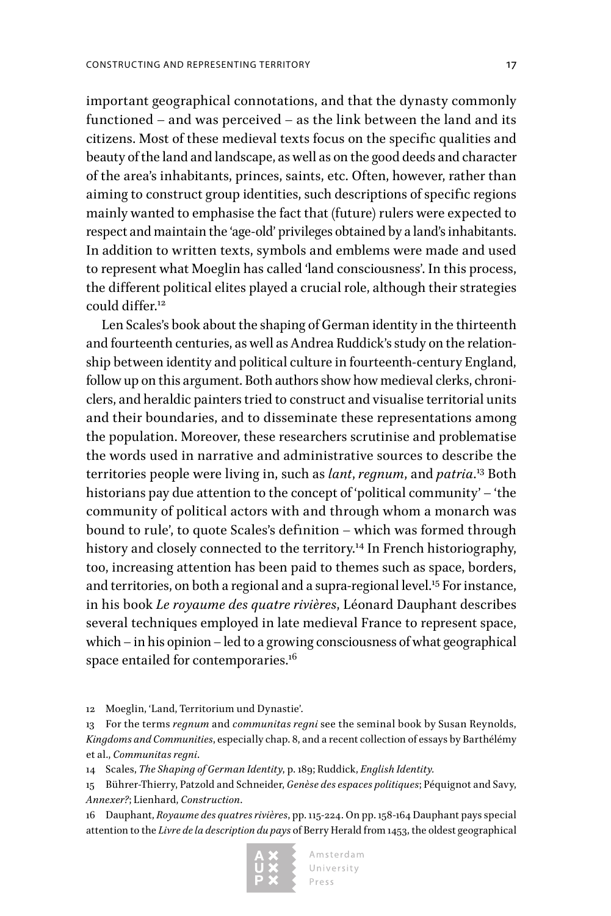important geographical connotations, and that the dynasty commonly functioned – and was perceived – as the link between the land and its citizens. Most of these medieval texts focus on the specific qualities and beauty of the land and landscape, as well as on the good deeds and character of the area's inhabitants, princes, saints, etc. Often, however, rather than aiming to construct group identities, such descriptions of specific regions mainly wanted to emphasise the fact that (future) rulers were expected to respect and maintain the 'age-old' privileges obtained by a land's inhabitants. In addition to written texts, symbols and emblems were made and used to represent what Moeglin has called 'land consciousness'. In this process, the different political elites played a crucial role, although their strategies could differ.[12]

Len Scales's book about the shaping of German identity in the thirteenth and fourteenth centuries, as well as Andrea Ruddick's study on the relationship between identity and political culture in fourteenth-century England, follow up on this argument. Both authors show how medieval clerks, chroniclers, and heraldic painters tried to construct and visualise territorial units and their boundaries, and to disseminate these representations among the population. Moreover, these researchers scrutinise and problematise the words used in narrative and administrative sources to describe the territories people were living in, such as *lant*, *regnum*, and *patria*.[13] Both historians pay due attention to the concept of 'political community' – 'the community of political actors with and through whom a monarch was bound to rule', to quote Scales's definition – which was formed through history and closely connected to the territory.[14] In French historiography, too, increasing attention has been paid to themes such as space, borders, and territories, on both a regional and a supra-regional level.[15] For instance, in his book *Le royaume des quatre rivières*, Léonard Dauphant describes several techniques employed in late medieval France to represent space, which – in his opinion – led to a growing consciousness of what geographical space entailed for contemporaries.[16]

12 Moeglin, 'Land, Territorium und Dynastie'.

13 For the terms *regnum* and *communitas regni* see the seminal book by Susan Reynolds, *Kingdoms and Communities*, especially chap. 8, and a recent collection of essays by Barthélémy et al., *Communitas regni*.

14 Scales, *The Shaping of German Identity*, p. 189; Ruddick, *English Identity.*

15 Bührer-Thierry, Patzold and Schneider, *Genèse des espaces politiques*; Péquignot and Savy, *Annexer?*; Lienhard, *Construction*.

16 Dauphant, *Royaume des quatres rivières*, pp. 115-224. On pp. 158-164 Dauphant pays special attention to the *Livre de la description du pays* of Berry Herald from 1453, the oldest geographical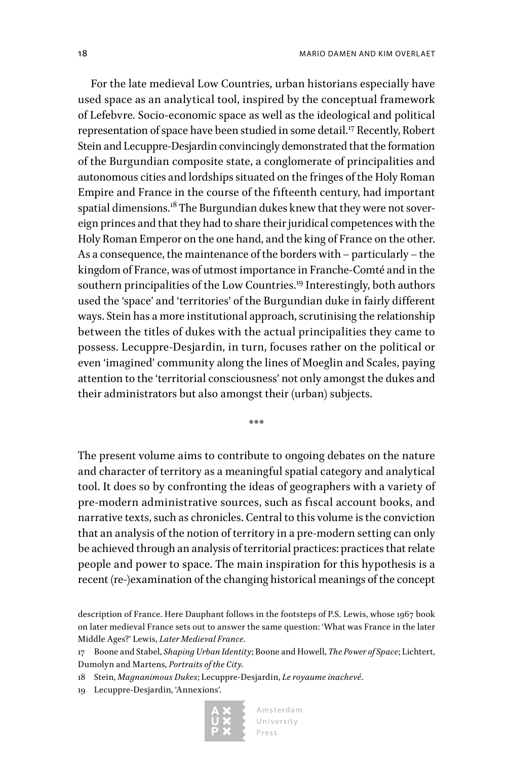For the late medieval Low Countries, urban historians especially have used space as an analytical tool, inspired by the conceptual framework of Lefebvre. Socio-economic space as well as the ideological and political representation of space have been studied in some detail.[17] Recently, Robert Stein and Lecuppre-Desjardin convincingly demonstrated that the formation of the Burgundian composite state, a conglomerate of principalities and autonomous cities and lordships situated on the fringes of the Holy Roman Empire and France in the course of the fifteenth century, had important spatial dimensions.[18] The Burgundian dukes knew that they were not sovereign princes and that they had to share their juridical competences with the Holy Roman Emperor on the one hand, and the king of France on the other. As a consequence, the maintenance of the borders with – particularly – the kingdom of France, was of utmost importance in Franche-Comté and in the southern principalities of the Low Countries.[19] Interestingly, both authors used the 'space' and 'territories' of the Burgundian duke in fairly different ways. Stein has a more institutional approach, scrutinising the relationship between the titles of dukes with the actual principalities they came to possess. Lecuppre-Desjardin, in turn, focuses rather on the political or even 'imagined' community along the lines of Moeglin and Scales, paying attention to the 'territorial consciousness' not only amongst the dukes and their administrators but also amongst their (urban) subjects.

***

The present volume aims to contribute to ongoing debates on the nature and character of territory as a meaningful spatial category and analytical tool. It does so by confronting the ideas of geographers with a variety of pre-modern administrative sources, such as fiscal account books, and narrative texts, such as chronicles. Central to this volume is the conviction that an analysis of the notion of territory in a pre-modern setting can only be achieved through an analysis of territorial practices: practices that relate people and power to space. The main inspiration for this hypothesis is a recent (re-)examination of the changing historical meanings of the concept

description of France. Here Dauphant follows in the footsteps of P.S. Lewis, whose 1967 book on later medieval France sets out to answer the same question: 'What was France in the later Middle Ages?' Lewis, *Later Medieval France*.

17 Boone and Stabel, *Shaping Urban Identity*; Boone and Howell, *The Power of Space*; Lichtert, Dumolyn and Martens, *Portraits of the City*.

18 Stein, *Magnanimous Dukes*; Lecuppre-Desjardin, *Le royaume inachevé*.

19 Lecuppre-Desjardin, 'Annexions'.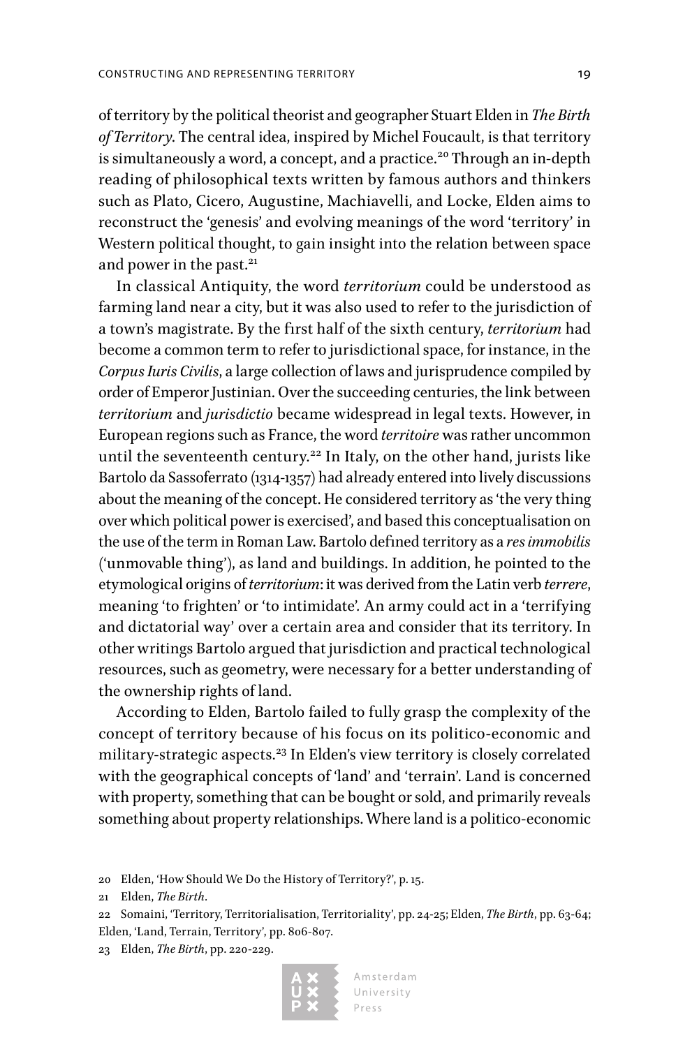of territory by the political theorist and geographer Stuart Elden in *The Birth of Territory*. The central idea, inspired by Michel Foucault, is that territory is simultaneously a word, a concept, and a practice.[20] Through an in-depth reading of philosophical texts written by famous authors and thinkers such as Plato, Cicero, Augustine, Machiavelli, and Locke, Elden aims to reconstruct the 'genesis' and evolving meanings of the word 'territory' in Western political thought, to gain insight into the relation between space and power in the past.[21]

In classical Antiquity, the word *territorium* could be understood as farming land near a city, but it was also used to refer to the jurisdiction of a town's magistrate. By the first half of the sixth century, *territorium* had become a common term to refer to jurisdictional space, for instance, in the *Corpus Iuris Civilis*, a large collection of laws and jurisprudence compiled by order of Emperor Justinian. Over the succeeding centuries, the link between *territorium* and *jurisdictio* became widespread in legal texts. However, in European regions such as France, the word *territoire* was rather uncommon until the seventeenth century.[22] In Italy, on the other hand, jurists like Bartolo da Sassoferrato (1314-1357) had already entered into lively discussions about the meaning of the concept. He considered territory as 'the very thing over which political power is exercised', and based this conceptualisation on the use of the term in Roman Law. Bartolo defined territory as a *res immobilis* ('unmovable thing'), as land and buildings. In addition, he pointed to the etymological origins of *territorium*: it was derived from the Latin verb *terrere*, meaning 'to frighten' or 'to intimidate'. An army could act in a 'terrifying and dictatorial way' over a certain area and consider that its territory. In other writings Bartolo argued that jurisdiction and practical technological resources, such as geometry, were necessary for a better understanding of the ownership rights of land.

According to Elden, Bartolo failed to fully grasp the complexity of the concept of territory because of his focus on its politico-economic and military-strategic aspects.[23] In Elden's view territory is closely correlated with the geographical concepts of 'land' and 'terrain'. Land is concerned with property, something that can be bought or sold, and primarily reveals something about property relationships. Where land is a politico-economic

20 Elden, 'How Should We Do the History of Territory?', p. 15.

21 Elden, *The Birth*.

22 Somaini, 'Territory, Territorialisation, Territoriality', pp. 24-25; Elden, *The Birth*, pp. 63-64; Elden, 'Land, Terrain, Territory', pp. 806-807.

23 Elden, *The Birth*, pp. 220-229.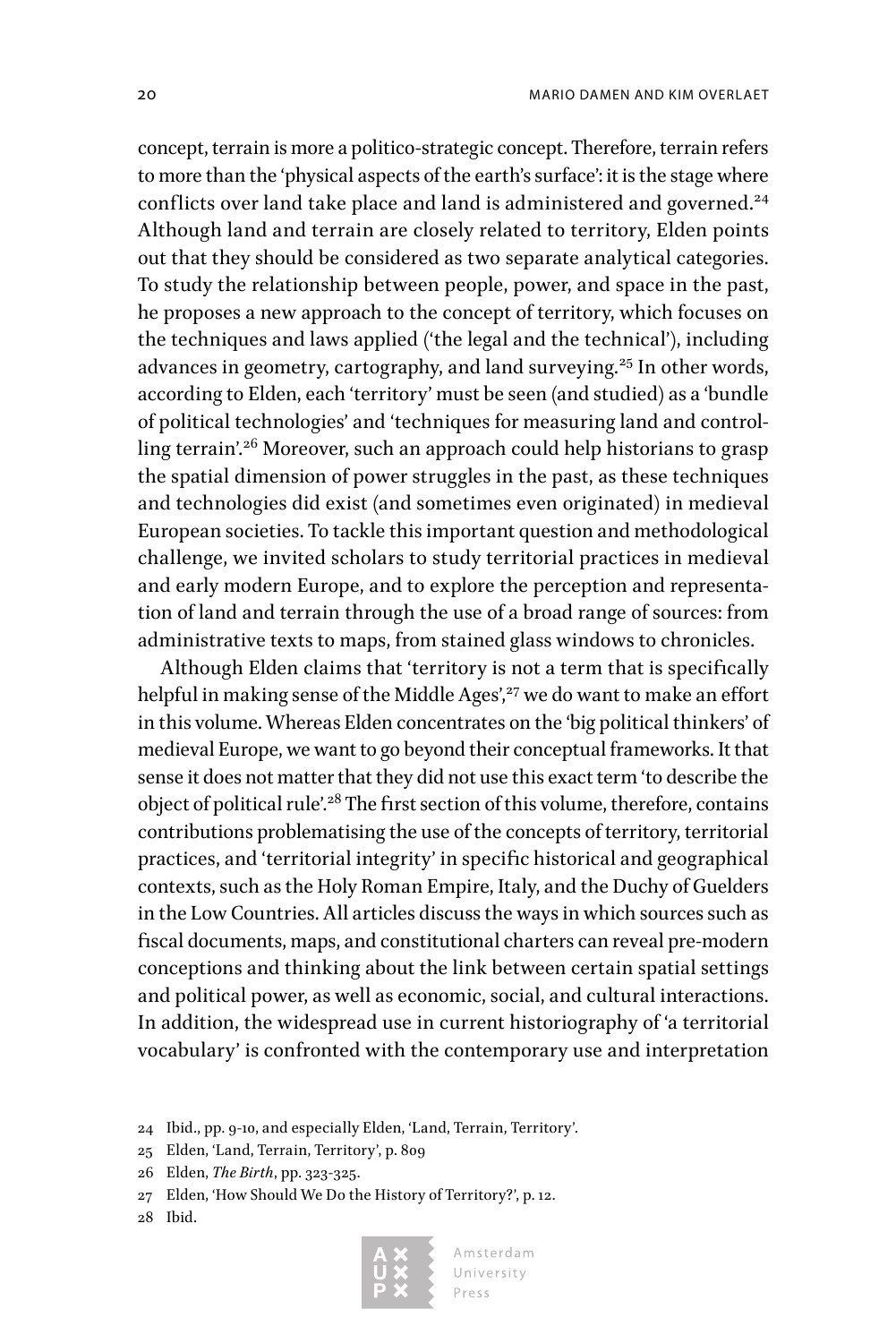concept, terrain is more a politico-strategic concept. Therefore, terrain refers to more than the 'physical aspects of the earth's surface': it is the stage where conflicts over land take place and land is administered and governed.[24] Although land and terrain are closely related to territory, Elden points out that they should be considered as two separate analytical categories. To study the relationship between people, power, and space in the past, he proposes a new approach to the concept of territory, which focuses on the techniques and laws applied ('the legal and the technical'), including advances in geometry, cartography, and land surveying.[25] In other words, according to Elden, each 'territory' must be seen (and studied) as a 'bundle of political technologies' and 'techniques for measuring land and controlling terrain'.[26] Moreover, such an approach could help historians to grasp the spatial dimension of power struggles in the past, as these techniques and technologies did exist (and sometimes even originated) in medieval European societies. To tackle this important question and methodological challenge, we invited scholars to study territorial practices in medieval and early modern Europe, and to explore the perception and representation of land and terrain through the use of a broad range of sources: from administrative texts to maps, from stained glass windows to chronicles.

Although Elden claims that 'territory is not a term that is specifically helpful in making sense of the Middle Ages',[27] we do want to make an effort in this volume. Whereas Elden concentrates on the 'big political thinkers' of medieval Europe, we want to go beyond their conceptual frameworks. It that sense it does not matter that they did not use this exact term 'to describe the object of political rule'.[28] The first section of this volume, therefore, contains contributions problematising the use of the concepts of territory, territorial practices, and 'territorial integrity' in specific historical and geographical contexts, such as the Holy Roman Empire, Italy, and the Duchy of Guelders in the Low Countries. All articles discuss the ways in which sources such as fiscal documents, maps, and constitutional charters can reveal pre-modern conceptions and thinking about the link between certain spatial settings and political power, as well as economic, social, and cultural interactions. In addition, the widespread use in current historiography of 'a territorial vocabulary' is confronted with the contemporary use and interpretation

24 Ibid., pp. 9-10, and especially Elden, 'Land, Terrain, Territory'.

25 Elden, 'Land, Terrain, Territory', p. 809

26 Elden, *The Birth*, pp. 323-325.

27 Elden, 'How Should We Do the History of Territory?', p. 12.

28 Ibid.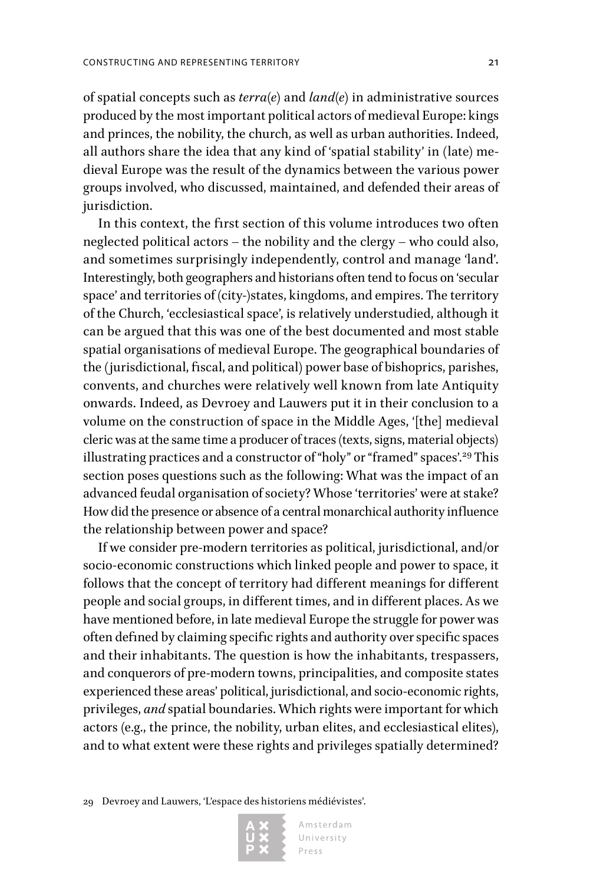of spatial concepts such as *terra*(*e*) and *land*(*e*) in administrative sources produced by the most important political actors of medieval Europe: kings and princes, the nobility, the church, as well as urban authorities. Indeed, all authors share the idea that any kind of 'spatial stability' in (late) medieval Europe was the result of the dynamics between the various power groups involved, who discussed, maintained, and defended their areas of jurisdiction.

In this context, the first section of this volume introduces two often neglected political actors – the nobility and the clergy – who could also, and sometimes surprisingly independently, control and manage 'land'. Interestingly, both geographers and historians often tend to focus on 'secular space' and territories of (city-)states, kingdoms, and empires. The territory of the Church, 'ecclesiastical space', is relatively understudied, although it can be argued that this was one of the best documented and most stable spatial organisations of medieval Europe. The geographical boundaries of the (jurisdictional, fiscal, and political) power base of bishoprics, parishes, convents, and churches were relatively well known from late Antiquity onwards. Indeed, as Devroey and Lauwers put it in their conclusion to a volume on the construction of space in the Middle Ages, '[the] medieval cleric was at the same time a producer of traces (texts, signs, material objects) illustrating practices and a constructor of "holy" or "framed" spaces'.[29] This section poses questions such as the following: What was the impact of an advanced feudal organisation of society? Whose 'territories' were at stake? How did the presence or absence of a central monarchical authority influence the relationship between power and space?

If we consider pre-modern territories as political, jurisdictional, and/or socio-economic constructions which linked people and power to space, it follows that the concept of territory had different meanings for different people and social groups, in different times, and in different places. As we have mentioned before, in late medieval Europe the struggle for power was often defined by claiming specific rights and authority over specific spaces and their inhabitants. The question is how the inhabitants, trespassers, and conquerors of pre-modern towns, principalities, and composite states experienced these areas' political, jurisdictional, and socio-economic rights, privileges, *and* spatial boundaries. Which rights were important for which actors (e.g., the prince, the nobility, urban elites, and ecclesiastical elites), and to what extent were these rights and privileges spatially determined?

29 Devroey and Lauwers, 'L'espace des historiens médiévistes'.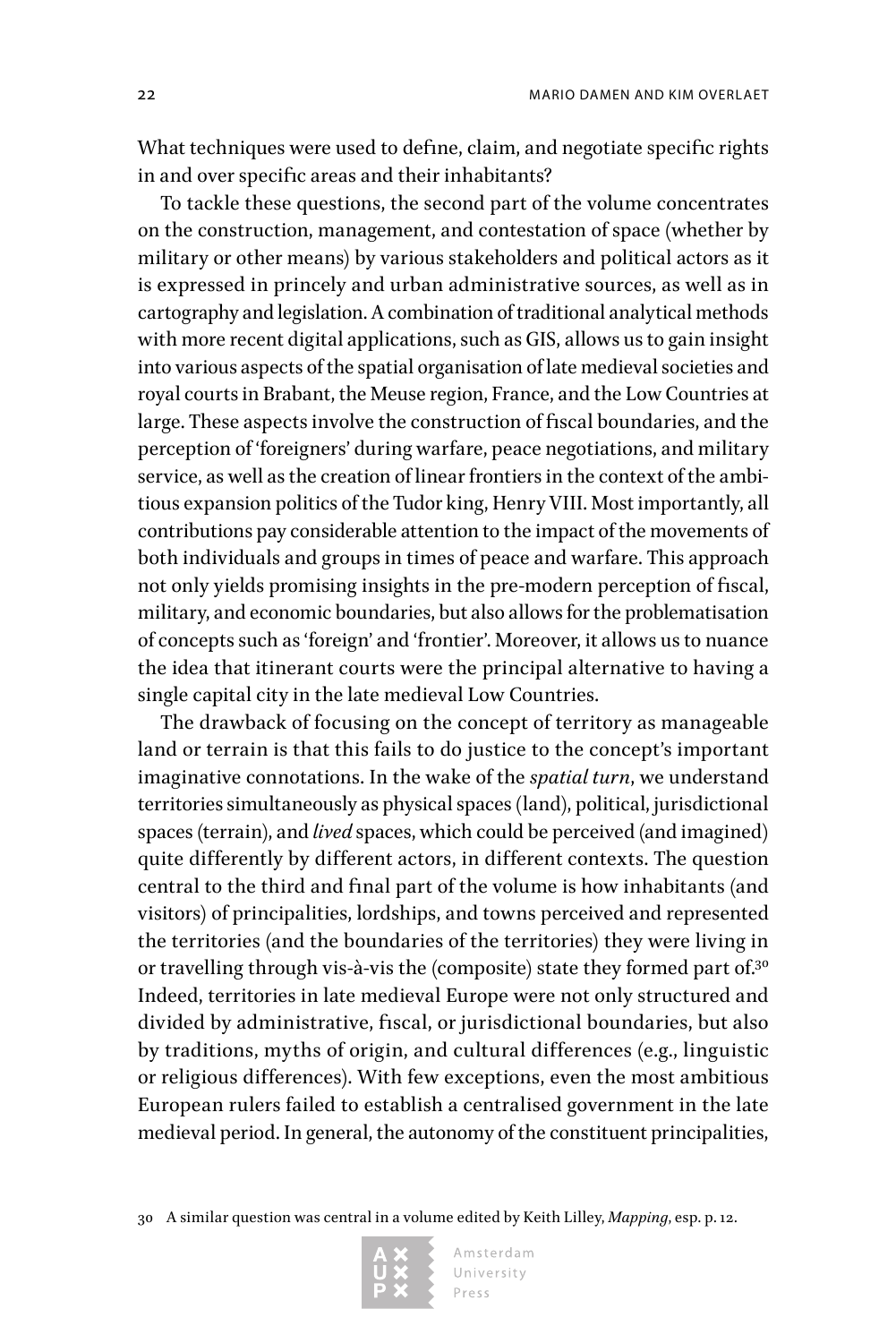What techniques were used to define, claim, and negotiate specific rights in and over specific areas and their inhabitants?

To tackle these questions, the second part of the volume concentrates on the construction, management, and contestation of space (whether by military or other means) by various stakeholders and political actors as it is expressed in princely and urban administrative sources, as well as in cartography and legislation. A combination of traditional analytical methods with more recent digital applications, such as GIS, allows us to gain insight into various aspects of the spatial organisation of late medieval societies and royal courts in Brabant, the Meuse region, France, and the Low Countries at large. These aspects involve the construction of fiscal boundaries, and the perception of 'foreigners' during warfare, peace negotiations, and military service, as well as the creation of linear frontiers in the context of the ambitious expansion politics of the Tudor king, Henry VIII. Most importantly, all contributions pay considerable attention to the impact of the movements of both individuals and groups in times of peace and warfare. This approach not only yields promising insights in the pre-modern perception of fiscal, military, and economic boundaries, but also allows for the problematisation of concepts such as 'foreign' and 'frontier'. Moreover, it allows us to nuance the idea that itinerant courts were the principal alternative to having a single capital city in the late medieval Low Countries.

The drawback of focusing on the concept of territory as manageable land or terrain is that this fails to do justice to the concept's important imaginative connotations. In the wake of the *spatial turn*, we understand territories simultaneously as physical spaces (land), political, jurisdictional spaces (terrain), and *lived* spaces, which could be perceived (and imagined) quite differently by different actors, in different contexts. The question central to the third and final part of the volume is how inhabitants (and visitors) of principalities, lordships, and towns perceived and represented the territories (and the boundaries of the territories) they were living in or travelling through vis-à-vis the (composite) state they formed part of.[30] Indeed, territories in late medieval Europe were not only structured and divided by administrative, fiscal, or jurisdictional boundaries, but also by traditions, myths of origin, and cultural differences (e.g., linguistic or religious differences). With few exceptions, even the most ambitious European rulers failed to establish a centralised government in the late medieval period. In general, the autonomy of the constituent principalities,

30 A similar question was central in a volume edited by Keith Lilley, *Mapping*, esp. p. 12.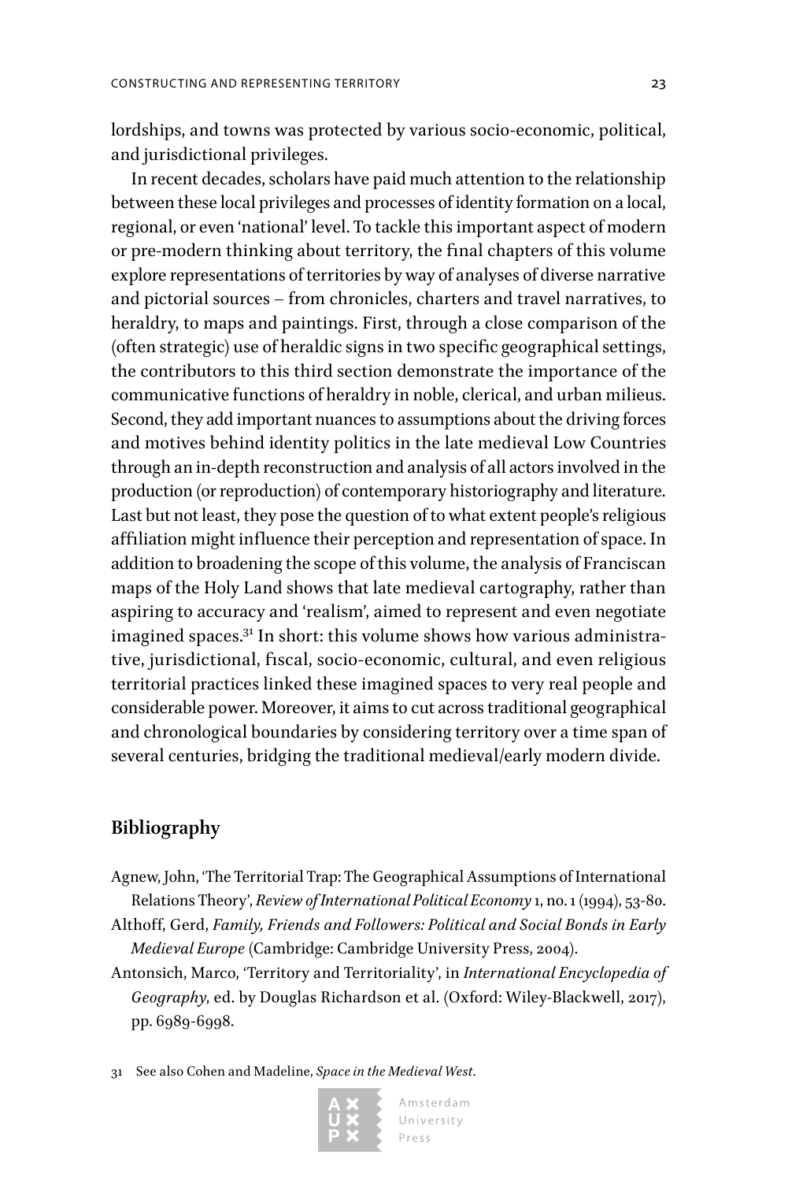lordships, and towns was protected by various socio-economic, political, and jurisdictional privileges.

In recent decades, scholars have paid much attention to the relationship between these local privileges and processes of identity formation on a local, regional, or even 'national' level. To tackle this important aspect of modern or pre-modern thinking about territory, the final chapters of this volume explore representations of territories by way of analyses of diverse narrative and pictorial sources – from chronicles, charters and travel narratives, to heraldry, to maps and paintings. First, through a close comparison of the (often strategic) use of heraldic signs in two specific geographical settings, the contributors to this third section demonstrate the importance of the communicative functions of heraldry in noble, clerical, and urban milieus. Second, they add important nuances to assumptions about the driving forces and motives behind identity politics in the late medieval Low Countries through an in-depth reconstruction and analysis of all actors involved in the production (or reproduction) of contemporary historiography and literature. Last but not least, they pose the question of to what extent people's religious affiliation might influence their perception and representation of space. In addition to broadening the scope of this volume, the analysis of Franciscan maps of the Holy Land shows that late medieval cartography, rather than aspiring to accuracy and 'realism', aimed to represent and even negotiate imagined spaces.[31] In short: this volume shows how various administrative, jurisdictional, fiscal, socio-economic, cultural, and even religious territorial practices linked these imagined spaces to very real people and considerable power. Moreover, it aims to cut across traditional geographical and chronological boundaries by considering territory over a time span of several centuries, bridging the traditional medieval/early modern divide.

## Bibliography

Agnew, John, 'The Territorial Trap: The Geographical Assumptions of International Relations Theory', *Review of International Political Economy* 1, no. 1 (1994), 53-80.

Althoff, Gerd, *Family, Friends and Followers: Political and Social Bonds in Early Medieval Europe* (Cambridge: Cambridge University Press, 2004).

Antonsich, Marco, 'Territory and Territoriality', in *International Encyclopedia of Geography*, ed. by Douglas Richardson et al. (Oxford: Wiley-Blackwell, 2017), pp. 6989-6998.

31 See also Cohen and Madeline, *Space in the Medieval West*.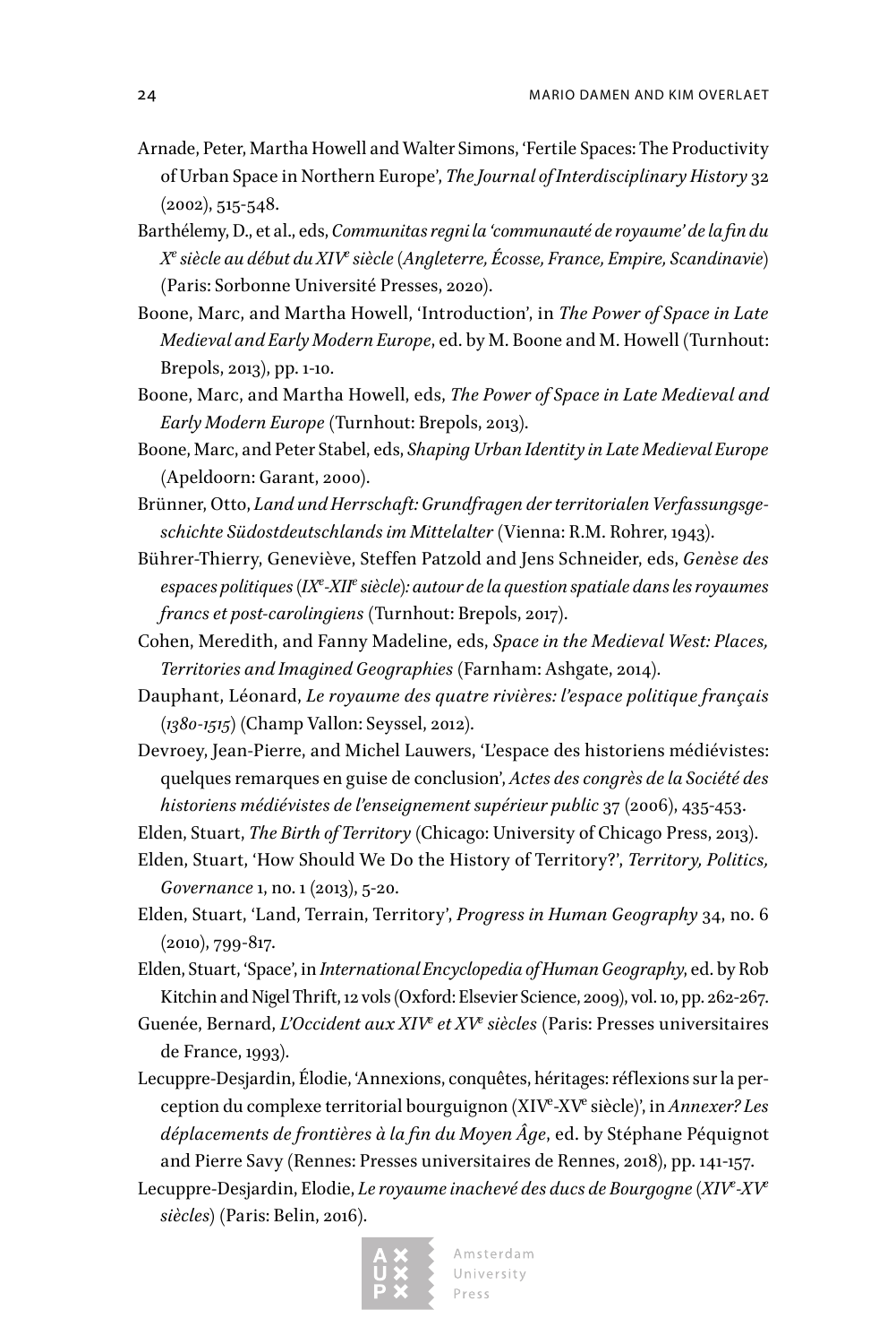Arnade, Peter, Martha Howell and Walter Simons, 'Fertile Spaces: The Productivity of Urban Space in Northern Europe', *The Journal of Interdisciplinary History* 32 (2002), 515-548.

Barthélemy, D., et al., eds, *Communitas regni la 'communauté de royaume' de la fin du Xe siècle au début du XIVe siècle (Angleterre, Écosse, France, Empire, Scandinavie)* (Paris: Sorbonne Université Presses, 2020).

Boone, Marc, and Martha Howell, 'Introduction', in *The Power of Space in Late Medieval and Early Modern Europe*, ed. by M. Boone and M. Howell (Turnhout: Brepols, 2013), pp. 1-10.

Boone, Marc, and Martha Howell, eds, *The Power of Space in Late Medieval and Early Modern Europe* (Turnhout: Brepols, 2013).

Boone, Marc, and Peter Stabel, eds, *Shaping Urban Identity in Late Medieval Europe* (Apeldoorn: Garant, 2000).

Brünner, Otto, *Land und Herrschaft: Grundfragen der territorialen Verfassungsgeschichte Südostdeutschlands im Mittelalter* (Vienna: R.M. Rohrer, 1943).

Bührer-Thierry, Geneviève, Steffen Patzold and Jens Schneider, eds, *Genèse des espaces politiques (IXe-XIIe siècle): autour de la question spatiale dans les royaumes francs et post-carolingiens* (Turnhout: Brepols, 2017).

Cohen, Meredith, and Fanny Madeline, eds, *Space in the Medieval West: Places, Territories and Imagined Geographies* (Farnham: Ashgate, 2014).

Dauphant, Léonard, *Le royaume des quatre rivières: l'espace politique français (1380-1515)* (Champ Vallon: Seyssel, 2012).

Devroey, Jean-Pierre, and Michel Lauwers, 'L'espace des historiens médiévistes: quelques remarques en guise de conclusion', *Actes des congrès de la Société des historiens médiévistes de l'enseignement supérieur public* 37 (2006), 435-453.

Elden, Stuart, *The Birth of Territory* (Chicago: University of Chicago Press, 2013).

Elden, Stuart, 'How Should We Do the History of Territory?', *Territory, Politics, Governance* 1, no. 1 (2013), 5-20.

Elden, Stuart, 'Land, Terrain, Territory', *Progress in Human Geography* 34, no. 6 (2010), 799-817.

Elden, Stuart, 'Space', in *International Encyclopedia of Human Geography*, ed. by Rob Kitchin and Nigel Thrift, 12 vols (Oxford: Elsevier Science, 2009), vol. 10, pp. 262-267.

Guenée, Bernard, *L'Occident aux XIVe et XVe siècles* (Paris: Presses universitaires de France, 1993).

Lecuppre-Desjardin, Élodie, 'Annexions, conquêtes, héritages: réflexions sur la perception du complexe territorial bourguignon (XIVe-XVe siècle)', in *Annexer? Les déplacements de frontières à la fin du Moyen Âge*, ed. by Stéphane Péquignot and Pierre Savy (Rennes: Presses universitaires de Rennes, 2018), pp. 141-157.

Lecuppre-Desjardin, Elodie, *Le royaume inachevé des ducs de Bourgogne (XIVe-XVe siècles)* (Paris: Belin, 2016).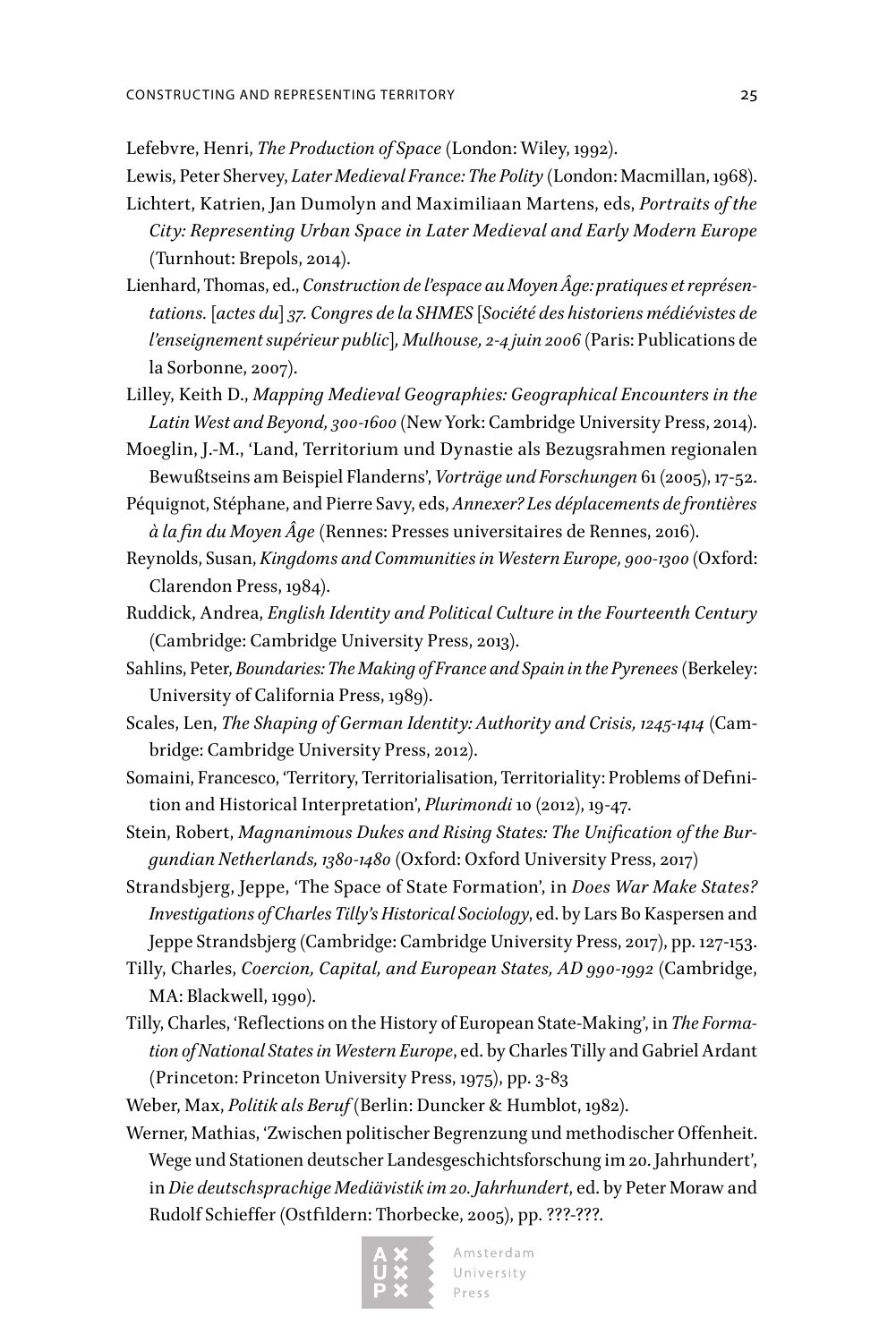Lefebvre, Henri, *The Production of Space* (London: Wiley, 1992).

Lewis, Peter Shervey, *Later Medieval France: The Polity* (London: Macmillan, 1968).

Lichtert, Katrien, Jan Dumolyn and Maximiliaan Martens, eds, *Portraits of the City: Representing Urban Space in Later Medieval and Early Modern Europe* (Turnhout: Brepols, 2014).

Lienhard, Thomas, ed., *Construction de l'espace au Moyen Âge: pratiques et représentations.* [*actes du*] *37. Congres de la SHMES* [*Société des historiens médiévistes de l'enseignement supérieur public*]*, Mulhouse, 2-4 juin 2006* (Paris: Publications de la Sorbonne, 2007).

Lilley, Keith D., *Mapping Medieval Geographies: Geographical Encounters in the Latin West and Beyond, 300-1600* (New York: Cambridge University Press, 2014).

Moeglin, J.-M., 'Land, Territorium und Dynastie als Bezugsrahmen regionalen Bewußtseins am Beispiel Flanderns', *Vorträge und Forschungen* 61 (2005), 17-52.

Péquignot, Stéphane, and Pierre Savy, eds, *Annexer? Les déplacements de frontières à la fin du Moyen Âge* (Rennes: Presses universitaires de Rennes, 2016).

Reynolds, Susan, *Kingdoms and Communities in Western Europe, 900-1300* (Oxford: Clarendon Press, 1984).

Ruddick, Andrea, *English Identity and Political Culture in the Fourteenth Century* (Cambridge: Cambridge University Press, 2013).

Sahlins, Peter, *Boundaries: The Making of France and Spain in the Pyrenees* (Berkeley: University of California Press, 1989).

Scales, Len, *The Shaping of German Identity: Authority and Crisis, 1245-1414* (Cambridge: Cambridge University Press, 2012).

Somaini, Francesco, 'Territory, Territorialisation, Territoriality: Problems of Definition and Historical Interpretation', *Plurimondi* 10 (2012), 19-47.

Stein, Robert, *Magnanimous Dukes and Rising States: The Unification of the Burgundian Netherlands, 1380-1480* (Oxford: Oxford University Press, 2017)

Strandsbjerg, Jeppe, 'The Space of State Formation', in *Does War Make States? Investigations of Charles Tilly's Historical Sociology*, ed. by Lars Bo Kaspersen and Jeppe Strandsbjerg (Cambridge: Cambridge University Press, 2017), pp. 127-153.

Tilly, Charles, *Coercion, Capital, and European States, AD 990-1992* (Cambridge, MA: Blackwell, 1990).

Tilly, Charles, 'Reflections on the History of European State-Making', in *The Formation of National States in Western Europe*, ed. by Charles Tilly and Gabriel Ardant (Princeton: Princeton University Press, 1975), pp. 3-83

Weber, Max, *Politik als Beruf* (Berlin: Duncker & Humblot, 1982).

Werner, Mathias, 'Zwischen politischer Begrenzung und methodischer Offenheit. Wege und Stationen deutscher Landesgeschichtsforschung im 20. Jahrhundert', in *Die deutschsprachige Mediävistik im 20. Jahrhundert*, ed. by Peter Moraw and Rudolf Schieffer (Ostfildern: Thorbecke, 2005), pp. ???-???.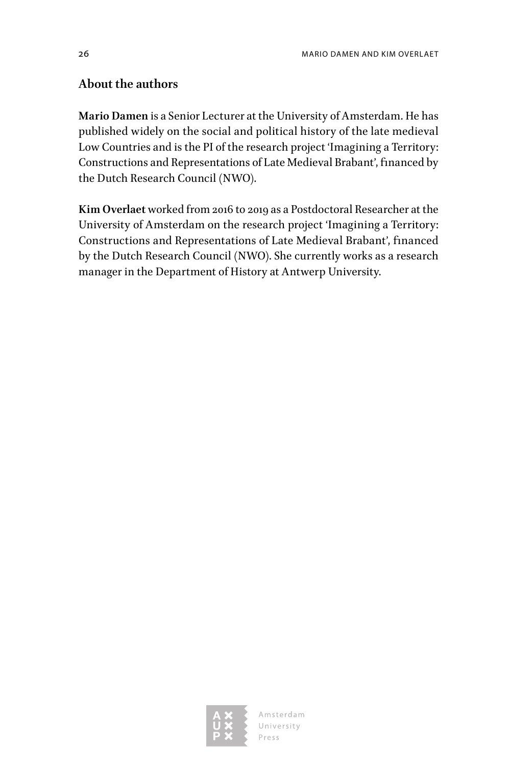## About the authors

**Mario Damen** is a Senior Lecturer at the University of Amsterdam. He has published widely on the social and political history of the late medieval Low Countries and is the PI of the research project 'Imagining a Territory: Constructions and Representations of Late Medieval Brabant', financed by the Dutch Research Council (NWO).

**Kim Overlaet** worked from 2016 to 2019 as a Postdoctoral Researcher at the University of Amsterdam on the research project 'Imagining a Territory: Constructions and Representations of Late Medieval Brabant', financed by the Dutch Research Council (NWO). She currently works as a research manager in the Department of History at Antwerp University.